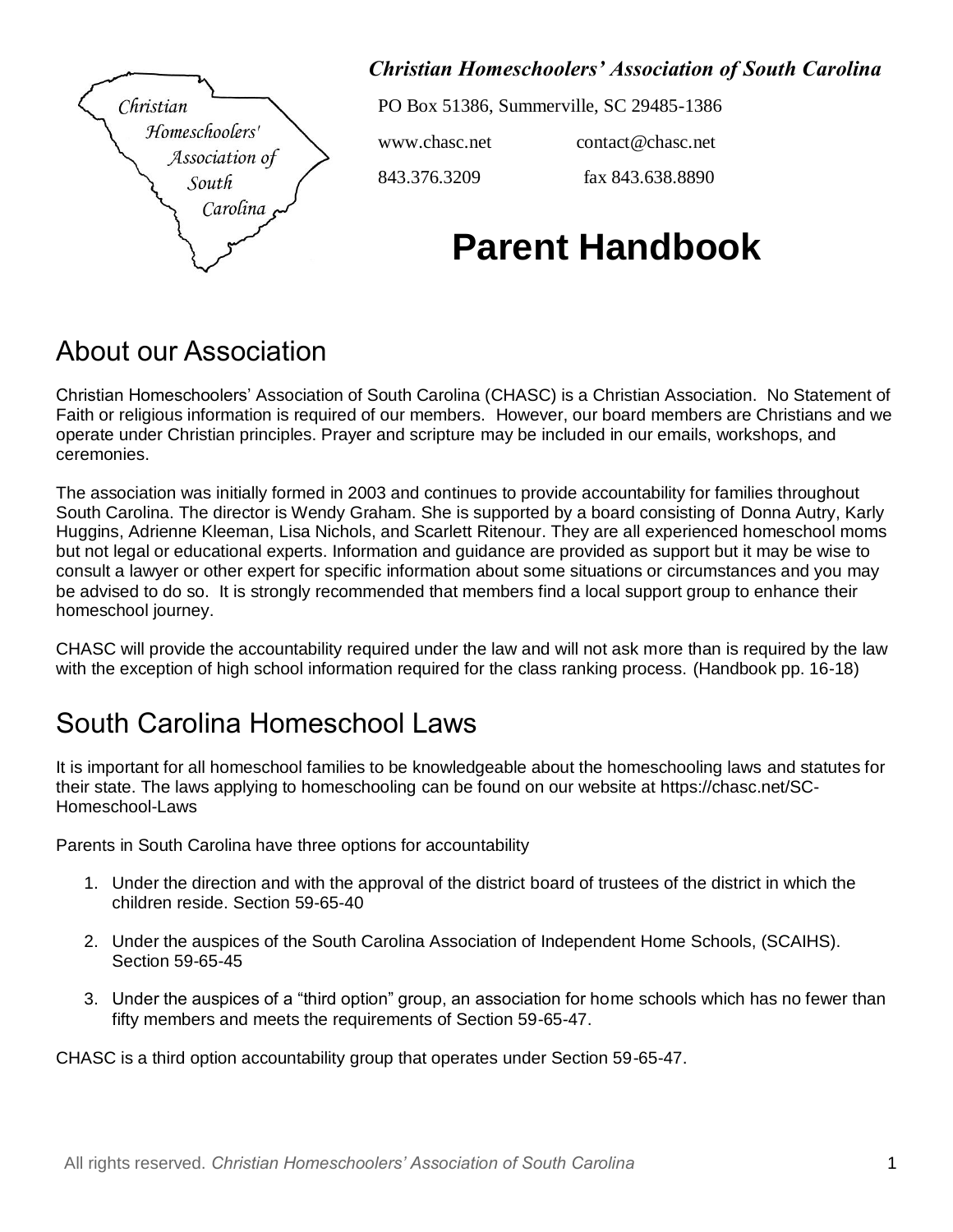*Christian Homeschoolers' Association of South Carolina*

PO Box 51386, Summerville, SC 29485-1386

www.chasc.net contact@chasc.net

843.376.3209 fax 843.638.8890

# Parent Handbook

## About our Association

Christian Homeschoolers' Association of South Carolina (CHASC) is a Christian Association. No Statement of Faith or religious information is required of our members. However, our board members are Christians and we operate under Christian principles. Prayer and scripture may be included in our emails, workshops, and ceremonies.

The association was initially formed in 2003 and continues to provide accountability for families throughout South Carolina. The director is Wendy Graham. She is supported by a board consisting of Donna Autry, Karly Huggins, Adrienne Kleeman, Lisa Nichols, and Scarlett Ritenour. They are all experienced homeschool moms but not legal or educational experts. Information and guidance are provided as support but it may be wise to consult a lawyer or other expert for specific information about some situations or circumstances and you may be advised to do so. It is strongly recommended that members find a local support group to enhance their homeschool journey.

CHASC will provide the accountability required under the law and will not ask more than is required by the law with the exception of high school information required for the class ranking process. (Handbook pp. 16-18)

## South Carolina Homeschool Laws

It is important for all homeschool families to be knowledgeable about the homeschooling laws and statutes for their state. The laws applying to homeschooling can be found on our website at https://chasc.net/SC-Homeschool-Laws

Parents in South Carolina have three options for accountability

1. Under the direction and with the approval of the district board of trustees of the district in which the children reside. Section 59-65-40
2. Under the auspices of the South Carolina Association of Independent Home Schools, (SCAIHS). Section 59-65-45
3. Under the auspices of a "third option" group, an association for home schools which has no fewer than fifty members and meets the requirements of Section 59-65-47.

CHASC is a third option accountability group that operates under Section 59-65-47.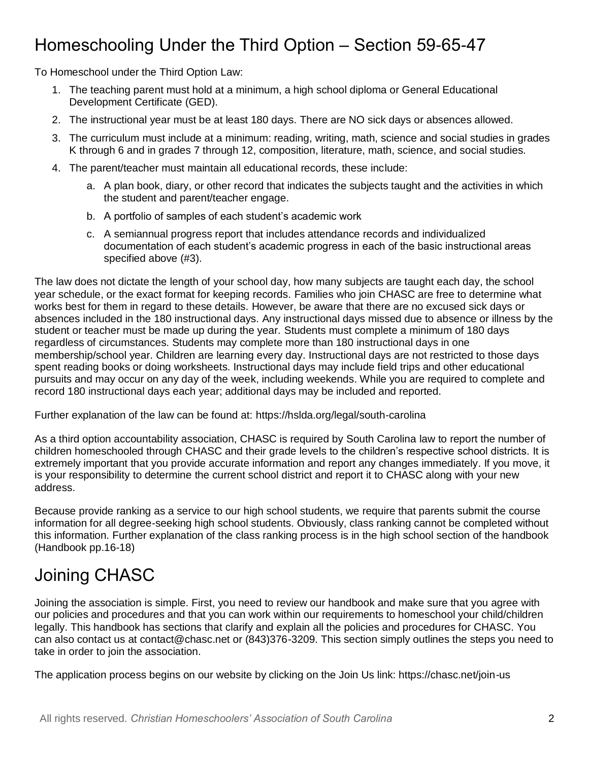# Homeschooling Under the Third Option – Section 59-65-47

To Homeschool under the Third Option Law:

1. The teaching parent must hold at a minimum, a high school diploma or General Educational Development Certificate (GED).
2. The instructional year must be at least 180 days. There are NO sick days or absences allowed.
3. The curriculum must include at a minimum: reading, writing, math, science and social studies in grades K through 6 and in grades 7 through 12, composition, literature, math, science, and social studies.
4. The parent/teacher must maintain all educational records, these include:
   a. A plan book, diary, or other record that indicates the subjects taught and the activities in which the student and parent/teacher engage.
   b. A portfolio of samples of each student's academic work
   c. A semiannual progress report that includes attendance records and individualized documentation of each student's academic progress in each of the basic instructional areas specified above (#3).

The law does not dictate the length of your school day, how many subjects are taught each day, the school year schedule, or the exact format for keeping records. Families who join CHASC are free to determine what works best for them in regard to these details. However, be aware that there are no excused sick days or absences included in the 180 instructional days. Any instructional days missed due to absence or illness by the student or teacher must be made up during the year. Students must complete a minimum of 180 days regardless of circumstances. Students may complete more than 180 instructional days in one membership/school year. Children are learning every day. Instructional days are not restricted to those days spent reading books or doing worksheets. Instructional days may include field trips and other educational pursuits and may occur on any day of the week, including weekends. While you are required to complete and record 180 instructional days each year; additional days may be included and reported.

Further explanation of the law can be found at: https://hslda.org/legal/south-carolina

As a third option accountability association, CHASC is required by South Carolina law to report the number of children homeschooled through CHASC and their grade levels to the children's respective school districts. It is extremely important that you provide accurate information and report any changes immediately. If you move, it is your responsibility to determine the current school district and report it to CHASC along with your new address.

Because provide ranking as a service to our high school students, we require that parents submit the course information for all degree-seeking high school students. Obviously, class ranking cannot be completed without this information. Further explanation of the class ranking process is in the high school section of the handbook (Handbook pp.16-18)

# Joining CHASC

Joining the association is simple. First, you need to review our handbook and make sure that you agree with our policies and procedures and that you can work within our requirements to homeschool your child/children legally. This handbook has sections that clarify and explain all the policies and procedures for CHASC. You can also contact us at contact@chasc.net or (843)376-3209. This section simply outlines the steps you need to take in order to join the association.

The application process begins on our website by clicking on the Join Us link: https://chasc.net/join-us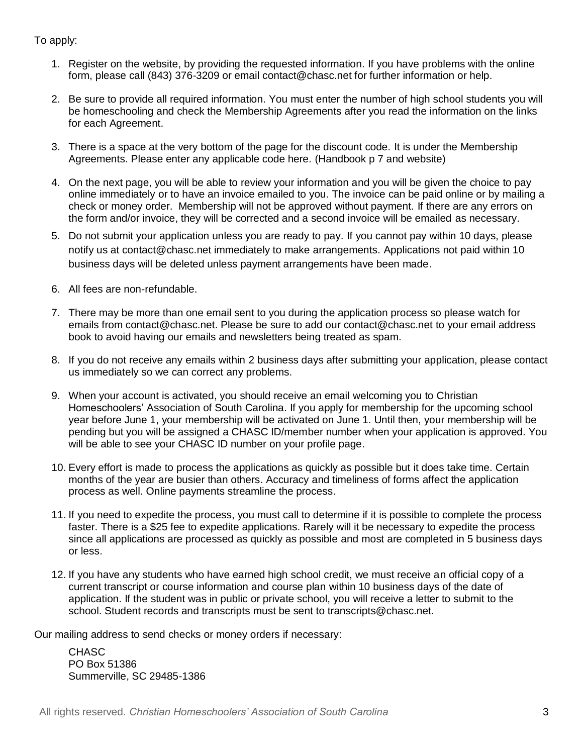To apply:

1. Register on the website, by providing the requested information. If you have problems with the online form, please call (843) 376-3209 or email contact@chasc.net for further information or help.

2. Be sure to provide all required information. You must enter the number of high school students you will be homeschooling and check the Membership Agreements after you read the information on the links for each Agreement.

3. There is a space at the very bottom of the page for the discount code. It is under the Membership Agreements. Please enter any applicable code here. (Handbook p 7 and website)

4. On the next page, you will be able to review your information and you will be given the choice to pay online immediately or to have an invoice emailed to you. The invoice can be paid online or by mailing a check or money order. Membership will not be approved without payment. If there are any errors on the form and/or invoice, they will be corrected and a second invoice will be emailed as necessary.

5. Do not submit your application unless you are ready to pay. If you cannot pay within 10 days, please notify us at contact@chasc.net immediately to make arrangements. Applications not paid within 10 business days will be deleted unless payment arrangements have been made.

6. All fees are non-refundable.

7. There may be more than one email sent to you during the application process so please watch for emails from contact@chasc.net. Please be sure to add our contact@chasc.net to your email address book to avoid having our emails and newsletters being treated as spam.

8. If you do not receive any emails within 2 business days after submitting your application, please contact us immediately so we can correct any problems.

9. When your account is activated, you should receive an email welcoming you to Christian Homeschoolers' Association of South Carolina. If you apply for membership for the upcoming school year before June 1, your membership will be activated on June 1. Until then, your membership will be pending but you will be assigned a CHASC ID/member number when your application is approved. You will be able to see your CHASC ID number on your profile page.

10. Every effort is made to process the applications as quickly as possible but it does take time. Certain months of the year are busier than others. Accuracy and timeliness of forms affect the application process as well. Online payments streamline the process.

11. If you need to expedite the process, you must call to determine if it is possible to complete the process faster. There is a $25 fee to expedite applications. Rarely will it be necessary to expedite the process since all applications are processed as quickly as possible and most are completed in 5 business days or less.

12. If you have any students who have earned high school credit, we must receive an official copy of a current transcript or course information and course plan within 10 business days of the date of application. If the student was in public or private school, you will receive a letter to submit to the school. Student records and transcripts must be sent to transcripts@chasc.net.

Our mailing address to send checks or money orders if necessary:

CHASC
PO Box 51386
Summerville, SC 29485-1386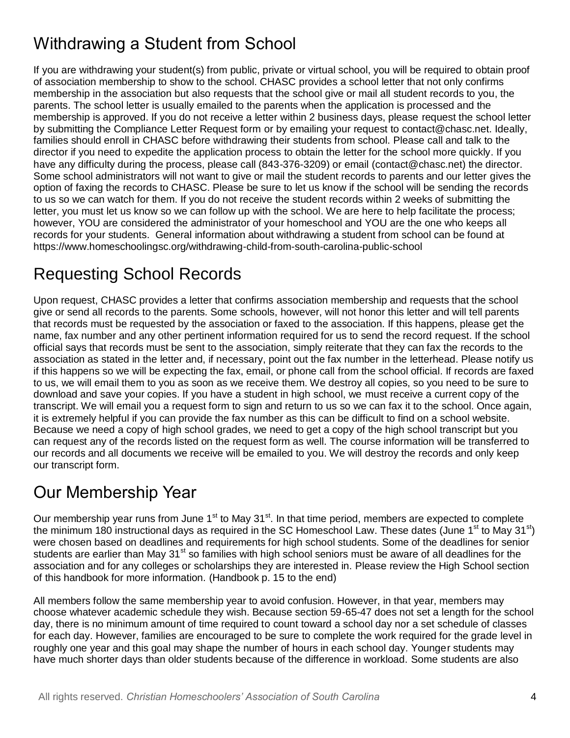## Withdrawing a Student from School

If you are withdrawing your student(s) from public, private or virtual school, you will be required to obtain proof of association membership to show to the school. CHASC provides a school letter that not only confirms membership in the association but also requests that the school give or mail all student records to you, the parents. The school letter is usually emailed to the parents when the application is processed and the membership is approved. If you do not receive a letter within 2 business days, please request the school letter by submitting the Compliance Letter Request form or by emailing your request to contact@chasc.net. Ideally, families should enroll in CHASC before withdrawing their students from school. Please call and talk to the director if you need to expedite the application process to obtain the letter for the school more quickly. If you have any difficulty during the process, please call (843-376-3209) or email (contact@chasc.net) the director. Some school administrators will not want to give or mail the student records to parents and our letter gives the option of faxing the records to CHASC. Please be sure to let us know if the school will be sending the records to us so we can watch for them. If you do not receive the student records within 2 weeks of submitting the letter, you must let us know so we can follow up with the school. We are here to help facilitate the process; however, YOU are considered the administrator of your homeschool and YOU are the one who keeps all records for your students. General information about withdrawing a student from school can be found at https://www.homeschoolingsc.org/withdrawing-child-from-south-carolina-public-school

## Requesting School Records

Upon request, CHASC provides a letter that confirms association membership and requests that the school give or send all records to the parents. Some schools, however, will not honor this letter and will tell parents that records must be requested by the association or faxed to the association. If this happens, please get the name, fax number and any other pertinent information required for us to send the record request. If the school official says that records must be sent to the association, simply reiterate that they can fax the records to the association as stated in the letter and, if necessary, point out the fax number in the letterhead. Please notify us if this happens so we will be expecting the fax, email, or phone call from the school official. If records are faxed to us, we will email them to you as soon as we receive them. We destroy all copies, so you need to be sure to download and save your copies. If you have a student in high school, we must receive a current copy of the transcript. We will email you a request form to sign and return to us so we can fax it to the school. Once again, it is extremely helpful if you can provide the fax number as this can be difficult to find on a school website. Because we need a copy of high school grades, we need to get a copy of the high school transcript but you can request any of the records listed on the request form as well. The course information will be transferred to our records and all documents we receive will be emailed to you. We will destroy the records and only keep our transcript form.

## Our Membership Year

Our membership year runs from June 1st to May 31st. In that time period, members are expected to complete the minimum 180 instructional days as required in the SC Homeschool Law. These dates (June 1st to May 31st) were chosen based on deadlines and requirements for high school students. Some of the deadlines for senior students are earlier than May 31st so families with high school seniors must be aware of all deadlines for the association and for any colleges or scholarships they are interested in. Please review the High School section of this handbook for more information. (Handbook p. 15 to the end)

All members follow the same membership year to avoid confusion. However, in that year, members may choose whatever academic schedule they wish. Because section 59-65-47 does not set a length for the school day, there is no minimum amount of time required to count toward a school day nor a set schedule of classes for each day. However, families are encouraged to be sure to complete the work required for the grade level in roughly one year and this goal may shape the number of hours in each school day. Younger students may have much shorter days than older students because of the difference in workload. Some students are also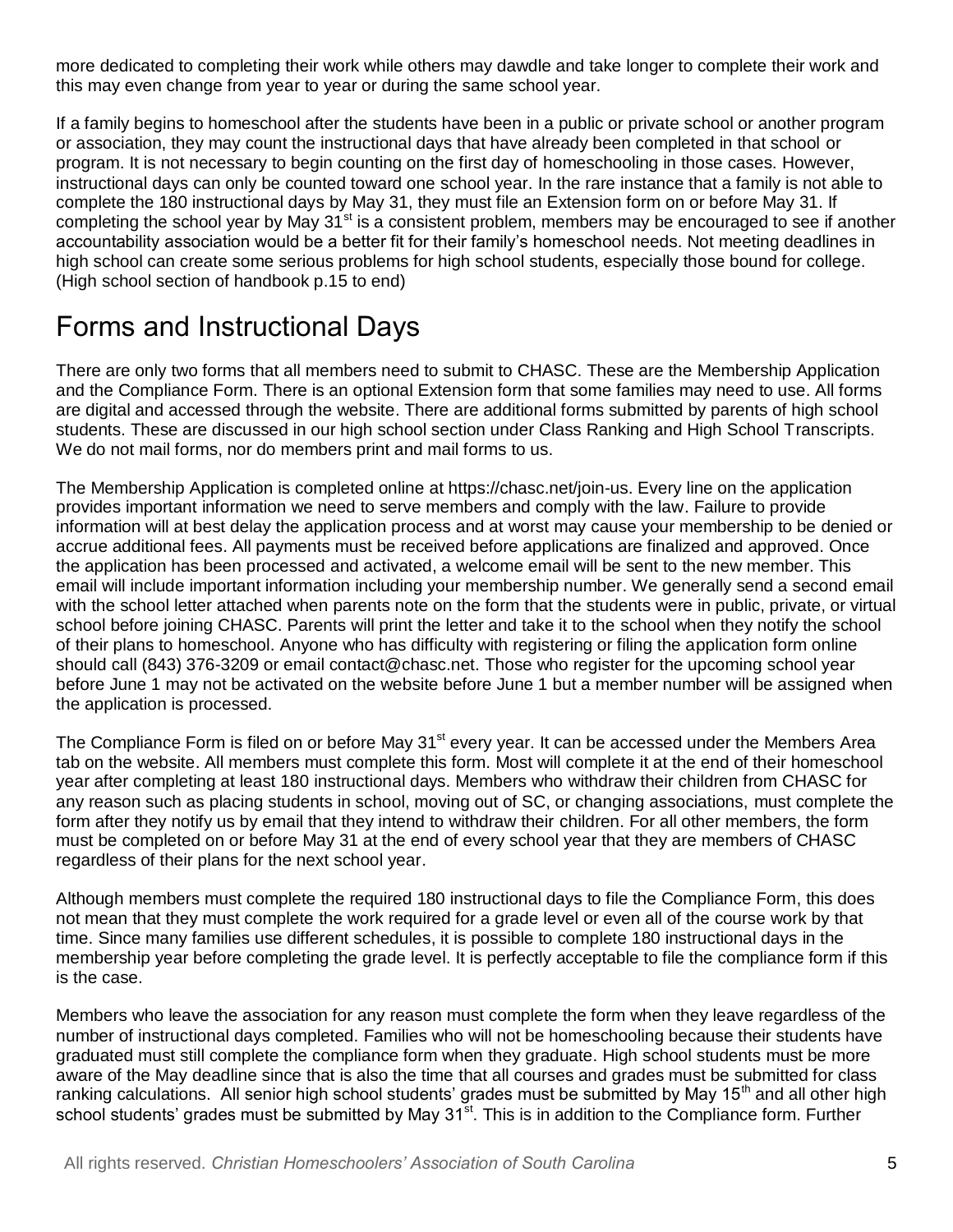more dedicated to completing their work while others may dawdle and take longer to complete their work and this may even change from year to year or during the same school year.

If a family begins to homeschool after the students have been in a public or private school or another program or association, they may count the instructional days that have already been completed in that school or program. It is not necessary to begin counting on the first day of homeschooling in those cases. However, instructional days can only be counted toward one school year. In the rare instance that a family is not able to complete the 180 instructional days by May 31, they must file an Extension form on or before May 31. If completing the school year by May 31st is a consistent problem, members may be encouraged to see if another accountability association would be a better fit for their family's homeschool needs. Not meeting deadlines in high school can create some serious problems for high school students, especially those bound for college. (High school section of handbook p.15 to end)

# Forms and Instructional Days

There are only two forms that all members need to submit to CHASC. These are the Membership Application and the Compliance Form. There is an optional Extension form that some families may need to use. All forms are digital and accessed through the website. There are additional forms submitted by parents of high school students. These are discussed in our high school section under Class Ranking and High School Transcripts. We do not mail forms, nor do members print and mail forms to us.

The Membership Application is completed online at https://chasc.net/join-us. Every line on the application provides important information we need to serve members and comply with the law. Failure to provide information will at best delay the application process and at worst may cause your membership to be denied or accrue additional fees. All payments must be received before applications are finalized and approved. Once the application has been processed and activated, a welcome email will be sent to the new member. This email will include important information including your membership number. We generally send a second email with the school letter attached when parents note on the form that the students were in public, private, or virtual school before joining CHASC. Parents will print the letter and take it to the school when they notify the school of their plans to homeschool. Anyone who has difficulty with registering or filing the application form online should call (843) 376-3209 or email contact@chasc.net. Those who register for the upcoming school year before June 1 may not be activated on the website before June 1 but a member number will be assigned when the application is processed.

The Compliance Form is filed on or before May 31st every year. It can be accessed under the Members Area tab on the website. All members must complete this form. Most will complete it at the end of their homeschool year after completing at least 180 instructional days. Members who withdraw their children from CHASC for any reason such as placing students in school, moving out of SC, or changing associations, must complete the form after they notify us by email that they intend to withdraw their children. For all other members, the form must be completed on or before May 31 at the end of every school year that they are members of CHASC regardless of their plans for the next school year.

Although members must complete the required 180 instructional days to file the Compliance Form, this does not mean that they must complete the work required for a grade level or even all of the course work by that time. Since many families use different schedules, it is possible to complete 180 instructional days in the membership year before completing the grade level. It is perfectly acceptable to file the compliance form if this is the case.

Members who leave the association for any reason must complete the form when they leave regardless of the number of instructional days completed. Families who will not be homeschooling because their students have graduated must still complete the compliance form when they graduate. High school students must be more aware of the May deadline since that is also the time that all courses and grades must be submitted for class ranking calculations. All senior high school students' grades must be submitted by May 15th and all other high school students' grades must be submitted by May 31st. This is in addition to the Compliance form. Further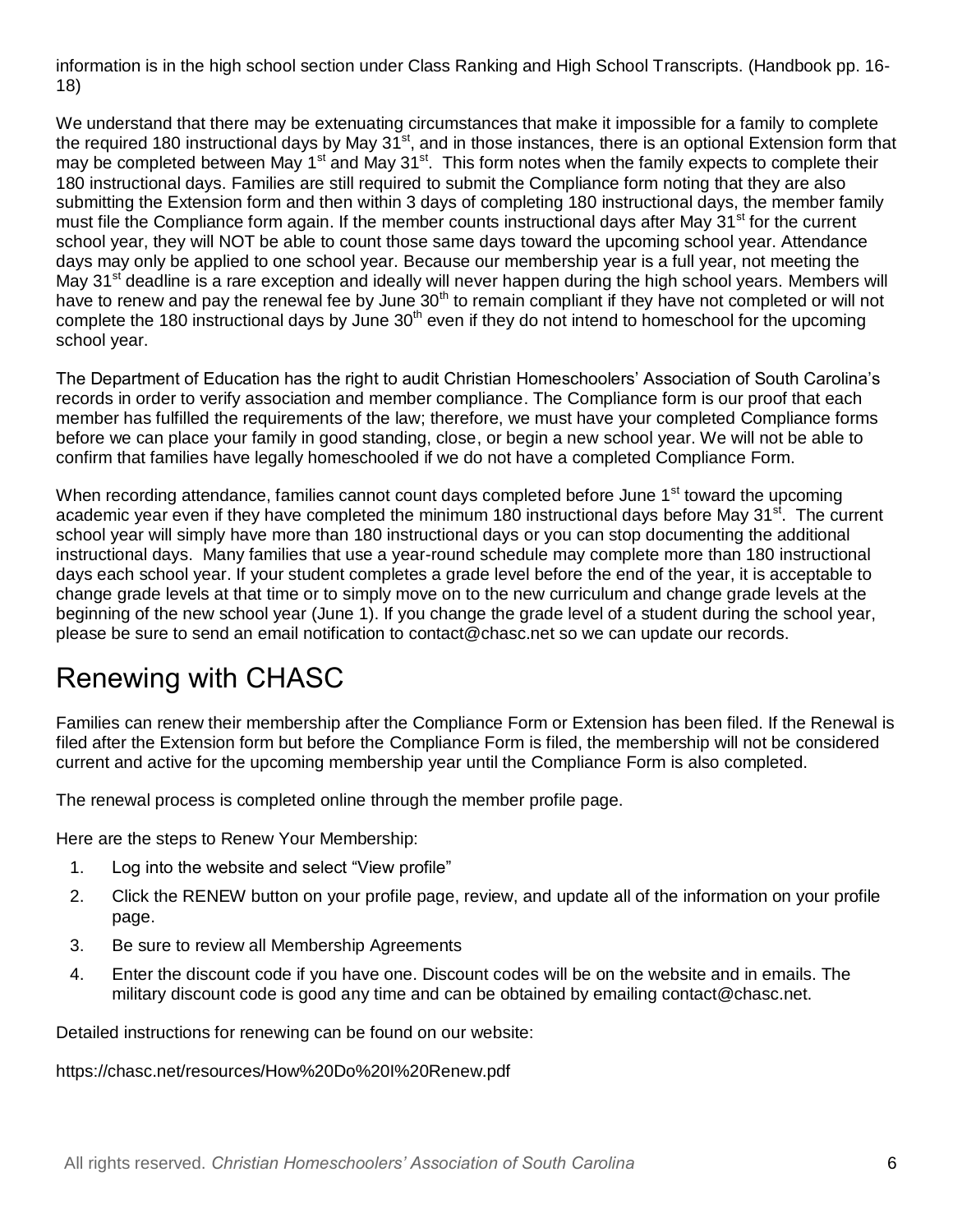information is in the high school section under Class Ranking and High School Transcripts. (Handbook pp. 16-18)

We understand that there may be extenuating circumstances that make it impossible for a family to complete the required 180 instructional days by May 31st, and in those instances, there is an optional Extension form that may be completed between May 1st and May 31st. This form notes when the family expects to complete their 180 instructional days. Families are still required to submit the Compliance form noting that they are also submitting the Extension form and then within 3 days of completing 180 instructional days, the member family must file the Compliance form again. If the member counts instructional days after May 31st for the current school year, they will NOT be able to count those same days toward the upcoming school year. Attendance days may only be applied to one school year. Because our membership year is a full year, not meeting the May 31st deadline is a rare exception and ideally will never happen during the high school years. Members will have to renew and pay the renewal fee by June 30th to remain compliant if they have not completed or will not complete the 180 instructional days by June 30th even if they do not intend to homeschool for the upcoming school year.

The Department of Education has the right to audit Christian Homeschoolers' Association of South Carolina's records in order to verify association and member compliance. The Compliance form is our proof that each member has fulfilled the requirements of the law; therefore, we must have your completed Compliance forms before we can place your family in good standing, close, or begin a new school year. We will not be able to confirm that families have legally homeschooled if we do not have a completed Compliance Form.

When recording attendance, families cannot count days completed before June 1st toward the upcoming academic year even if they have completed the minimum 180 instructional days before May 31st. The current school year will simply have more than 180 instructional days or you can stop documenting the additional instructional days. Many families that use a year-round schedule may complete more than 180 instructional days each school year. If your student completes a grade level before the end of the year, it is acceptable to change grade levels at that time or to simply move on to the new curriculum and change grade levels at the beginning of the new school year (June 1). If you change the grade level of a student during the school year, please be sure to send an email notification to contact@chasc.net so we can update our records.

# Renewing with CHASC

Families can renew their membership after the Compliance Form or Extension has been filed. If the Renewal is filed after the Extension form but before the Compliance Form is filed, the membership will not be considered current and active for the upcoming membership year until the Compliance Form is also completed.

The renewal process is completed online through the member profile page.

Here are the steps to Renew Your Membership:

1. Log into the website and select "View profile"
2. Click the RENEW button on your profile page, review, and update all of the information on your profile page.
3. Be sure to review all Membership Agreements
4. Enter the discount code if you have one. Discount codes will be on the website and in emails. The military discount code is good any time and can be obtained by emailing contact@chasc.net.

Detailed instructions for renewing can be found on our website:

https://chasc.net/resources/How%20Do%20I%20Renew.pdf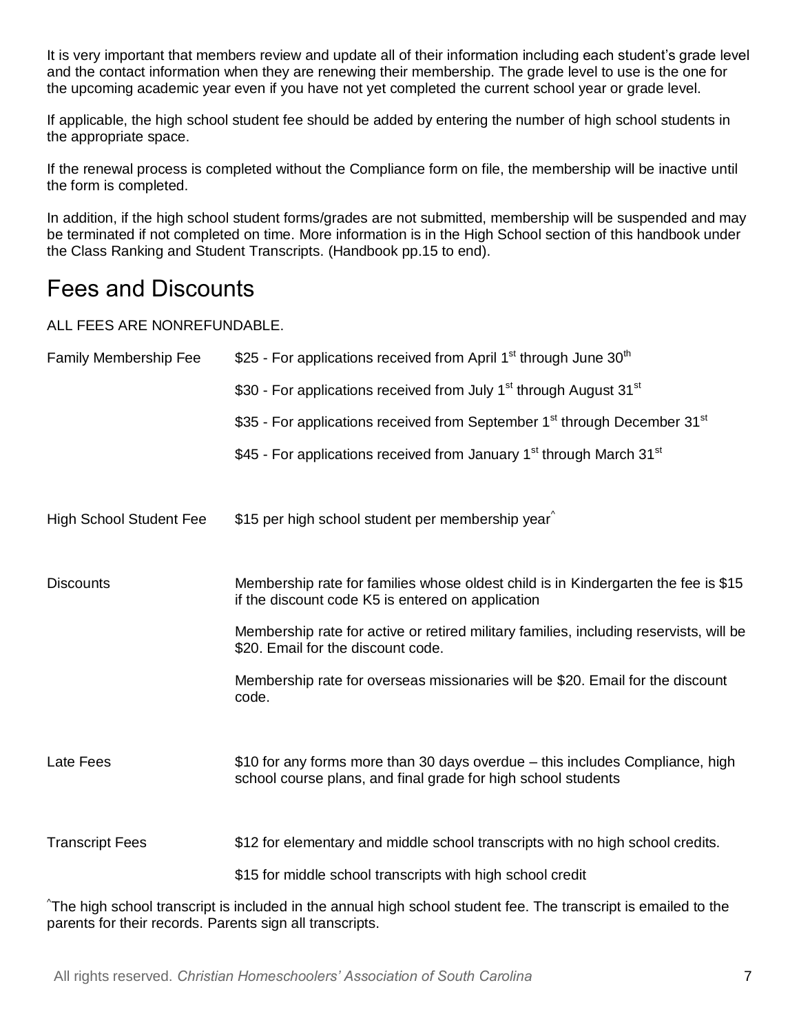It is very important that members review and update all of their information including each student's grade level and the contact information when they are renewing their membership. The grade level to use is the one for the upcoming academic year even if you have not yet completed the current school year or grade level.

If applicable, the high school student fee should be added by entering the number of high school students in the appropriate space.

If the renewal process is completed without the Compliance form on file, the membership will be inactive until the form is completed.

In addition, if the high school student forms/grades are not submitted, membership will be suspended and may be terminated if not completed on time. More information is in the High School section of this handbook under the Class Ranking and Student Transcripts. (Handbook pp.15 to end).

# Fees and Discounts

ALL FEES ARE NONREFUNDABLE.

| | |
|---|---|
| Family Membership Fee | \$25 - For applications received from April 1st through June 30th |
| | \$30 - For applications received from July 1st through August 31st |
| | \$35 - For applications received from September 1st through December 31st |
| | \$45 - For applications received from January 1st through March 31st |
| High School Student Fee | \$15 per high school student per membership year^ |
| Discounts | Membership rate for families whose oldest child is in Kindergarten the fee is \$15 if the discount code K5 is entered on application |
| | Membership rate for active or retired military families, including reservists, will be \$20. Email for the discount code. |
| | Membership rate for overseas missionaries will be \$20. Email for the discount code. |
| Late Fees | \$10 for any forms more than 30 days overdue – this includes Compliance, high school course plans, and final grade for high school students |
| Transcript Fees | \$12 for elementary and middle school transcripts with no high school credits. |
| | \$15 for middle school transcripts with high school credit |

^The high school transcript is included in the annual high school student fee. The transcript is emailed to the parents for their records. Parents sign all transcripts.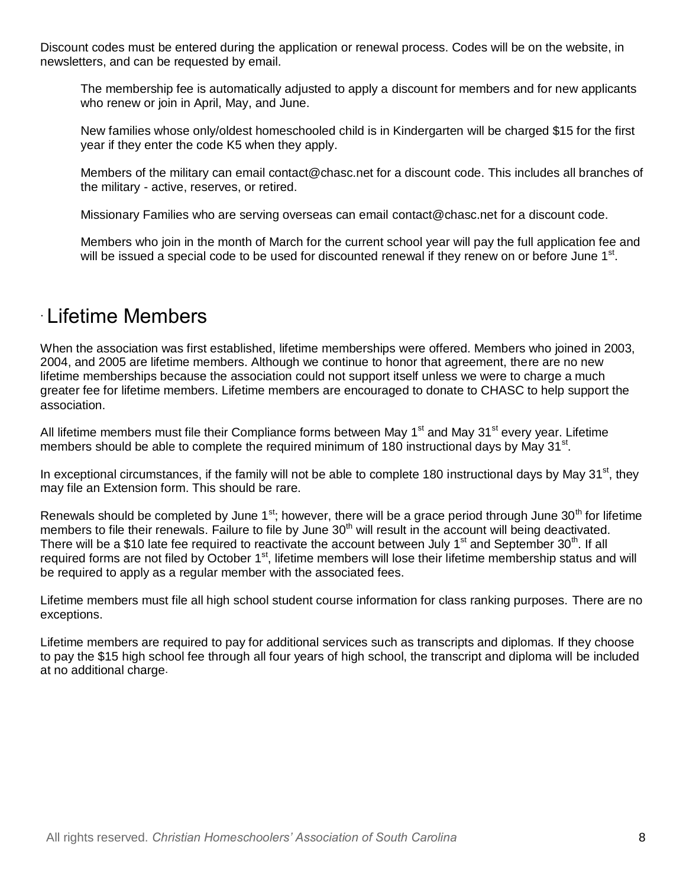Discount codes must be entered during the application or renewal process. Codes will be on the website, in newsletters, and can be requested by email.

> The membership fee is automatically adjusted to apply a discount for members and for new applicants who renew or join in April, May, and June.
>
> New families whose only/oldest homeschooled child is in Kindergarten will be charged $15 for the first year if they enter the code K5 when they apply.
>
> Members of the military can email contact@chasc.net for a discount code. This includes all branches of the military - active, reserves, or retired.
>
> Missionary Families who are serving overseas can email contact@chasc.net for a discount code.
>
> Members who join in the month of March for the current school year will pay the full application fee and will be issued a special code to be used for discounted renewal if they renew on or before June 1st.

## Lifetime Members

When the association was first established, lifetime memberships were offered. Members who joined in 2003, 2004, and 2005 are lifetime members. Although we continue to honor that agreement, there are no new lifetime memberships because the association could not support itself unless we were to charge a much greater fee for lifetime members. Lifetime members are encouraged to donate to CHASC to help support the association.

All lifetime members must file their Compliance forms between May 1st and May 31st every year. Lifetime members should be able to complete the required minimum of 180 instructional days by May 31st.

In exceptional circumstances, if the family will not be able to complete 180 instructional days by May 31st, they may file an Extension form. This should be rare.

Renewals should be completed by June 1st; however, there will be a grace period through June 30th for lifetime members to file their renewals. Failure to file by June 30th will result in the account will being deactivated. There will be a $10 late fee required to reactivate the account between July 1st and September 30th. If all required forms are not filed by October 1st, lifetime members will lose their lifetime membership status and will be required to apply as a regular member with the associated fees.

Lifetime members must file all high school student course information for class ranking purposes. There are no exceptions.

Lifetime members are required to pay for additional services such as transcripts and diplomas. If they choose to pay the $15 high school fee through all four years of high school, the transcript and diploma will be included at no additional charge.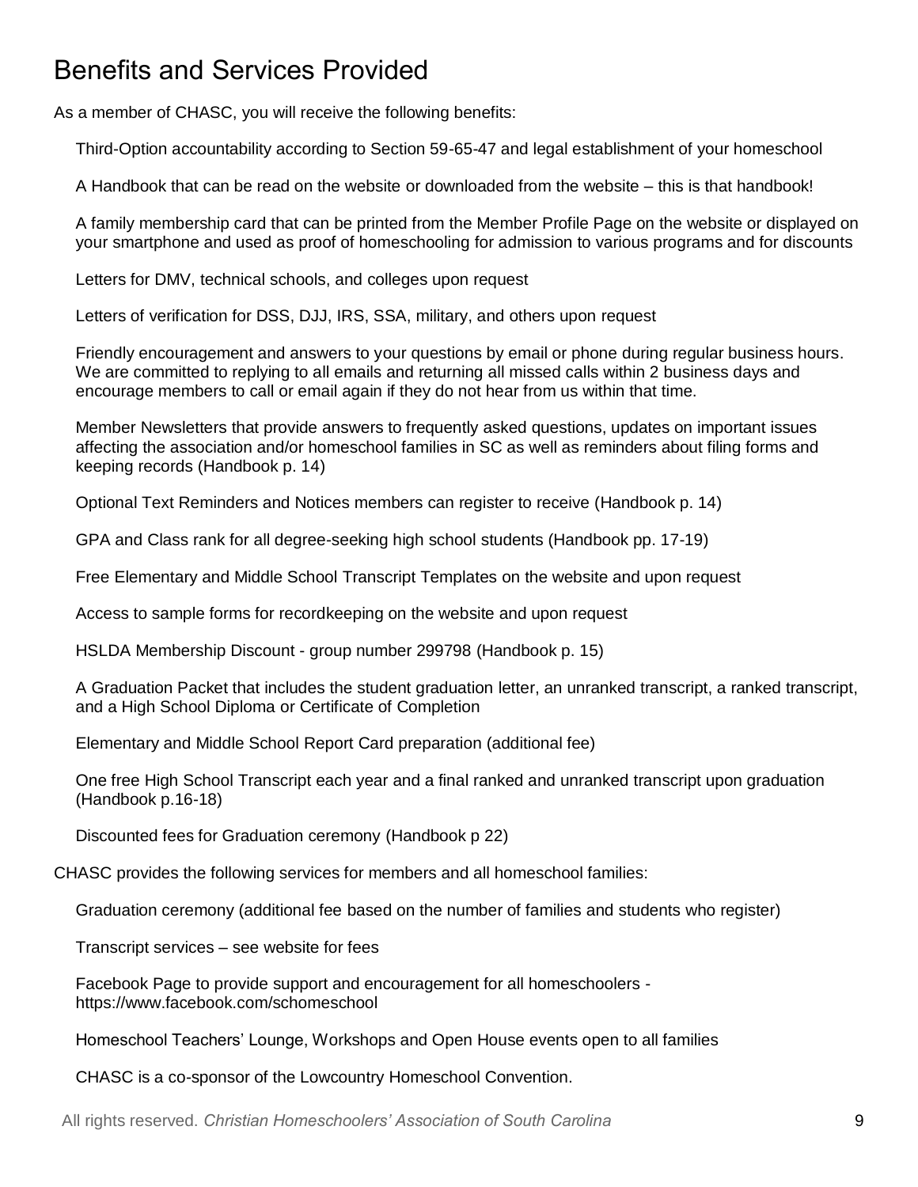# Benefits and Services Provided

As a member of CHASC, you will receive the following benefits:

- Third-Option accountability according to Section 59-65-47 and legal establishment of your homeschool
- A Handbook that can be read on the website or downloaded from the website – this is that handbook!
- A family membership card that can be printed from the Member Profile Page on the website or displayed on your smartphone and used as proof of homeschooling for admission to various programs and for discounts
- Letters for DMV, technical schools, and colleges upon request
- Letters of verification for DSS, DJJ, IRS, SSA, military, and others upon request
- Friendly encouragement and answers to your questions by email or phone during regular business hours. We are committed to replying to all emails and returning all missed calls within 2 business days and encourage members to call or email again if they do not hear from us within that time.
- Member Newsletters that provide answers to frequently asked questions, updates on important issues affecting the association and/or homeschool families in SC as well as reminders about filing forms and keeping records (Handbook p. 14)
- Optional Text Reminders and Notices members can register to receive (Handbook p. 14)
- GPA and Class rank for all degree-seeking high school students (Handbook pp. 17-19)
- Free Elementary and Middle School Transcript Templates on the website and upon request
- Access to sample forms for recordkeeping on the website and upon request
- HSLDA Membership Discount - group number 299798 (Handbook p. 15)
- A Graduation Packet that includes the student graduation letter, an unranked transcript, a ranked transcript, and a High School Diploma or Certificate of Completion
- Elementary and Middle School Report Card preparation (additional fee)
- One free High School Transcript each year and a final ranked and unranked transcript upon graduation (Handbook p.16-18)
- Discounted fees for Graduation ceremony (Handbook p 22)

CHASC provides the following services for members and all homeschool families:

- Graduation ceremony (additional fee based on the number of families and students who register)
- Transcript services – see website for fees
- Facebook Page to provide support and encouragement for all homeschoolers - https://www.facebook.com/schomeschool
- Homeschool Teachers' Lounge, Workshops and Open House events open to all families
- CHASC is a co-sponsor of the Lowcountry Homeschool Convention.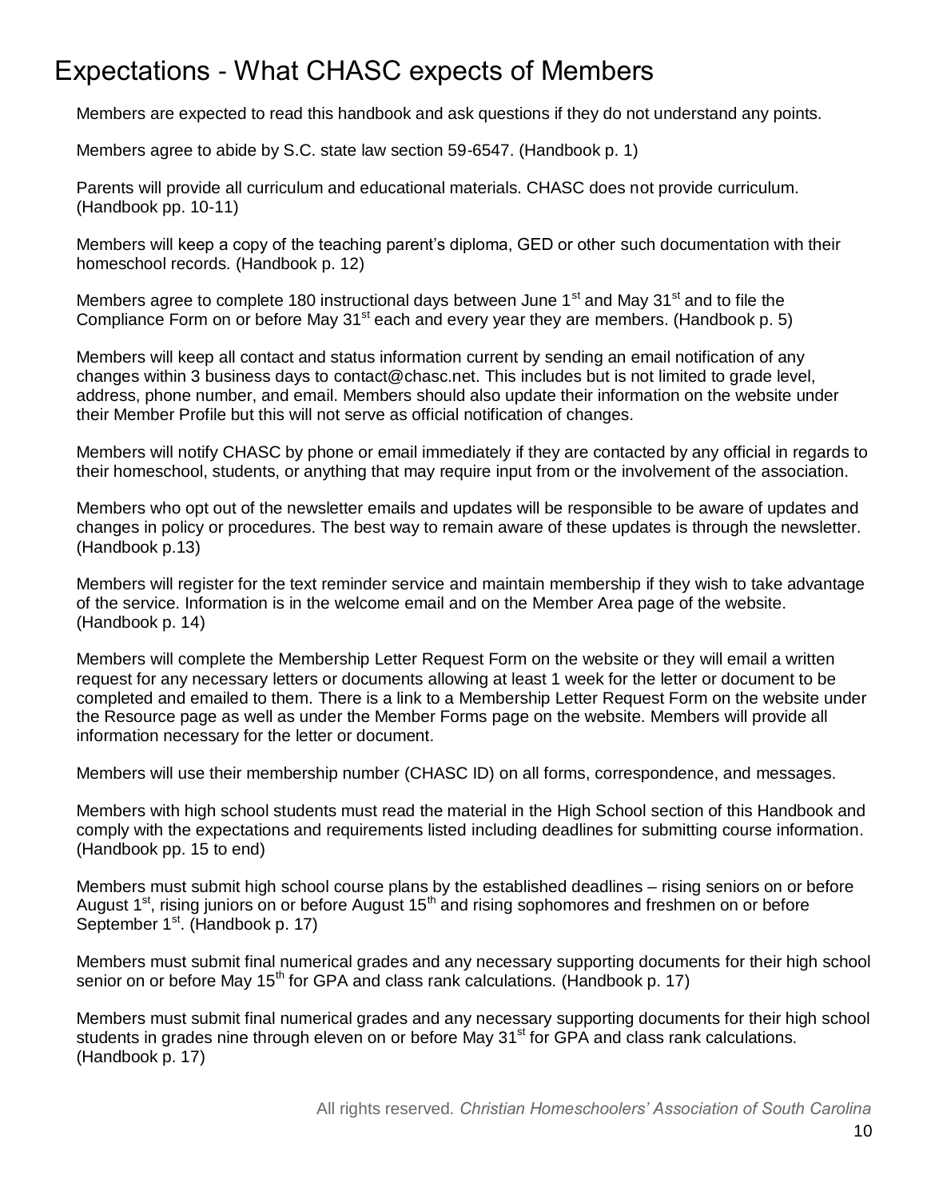# Expectations - What CHASC expects of Members

Members are expected to read this handbook and ask questions if they do not understand any points.

Members agree to abide by S.C. state law section 59-6547. (Handbook p. 1)

Parents will provide all curriculum and educational materials. CHASC does not provide curriculum. (Handbook pp. 10-11)

Members will keep a copy of the teaching parent's diploma, GED or other such documentation with their homeschool records. (Handbook p. 12)

Members agree to complete 180 instructional days between June 1st and May 31st and to file the Compliance Form on or before May 31st each and every year they are members. (Handbook p. 5)

Members will keep all contact and status information current by sending an email notification of any changes within 3 business days to contact@chasc.net. This includes but is not limited to grade level, address, phone number, and email. Members should also update their information on the website under their Member Profile but this will not serve as official notification of changes.

Members will notify CHASC by phone or email immediately if they are contacted by any official in regards to their homeschool, students, or anything that may require input from or the involvement of the association.

Members who opt out of the newsletter emails and updates will be responsible to be aware of updates and changes in policy or procedures. The best way to remain aware of these updates is through the newsletter. (Handbook p.13)

Members will register for the text reminder service and maintain membership if they wish to take advantage of the service. Information is in the welcome email and on the Member Area page of the website. (Handbook p. 14)

Members will complete the Membership Letter Request Form on the website or they will email a written request for any necessary letters or documents allowing at least 1 week for the letter or document to be completed and emailed to them. There is a link to a Membership Letter Request Form on the website under the Resource page as well as under the Member Forms page on the website. Members will provide all information necessary for the letter or document.

Members will use their membership number (CHASC ID) on all forms, correspondence, and messages.

Members with high school students must read the material in the High School section of this Handbook and comply with the expectations and requirements listed including deadlines for submitting course information. (Handbook pp. 15 to end)

Members must submit high school course plans by the established deadlines – rising seniors on or before August 1st, rising juniors on or before August 15th and rising sophomores and freshmen on or before September 1st. (Handbook p. 17)

Members must submit final numerical grades and any necessary supporting documents for their high school senior on or before May 15th for GPA and class rank calculations. (Handbook p. 17)

Members must submit final numerical grades and any necessary supporting documents for their high school students in grades nine through eleven on or before May 31st for GPA and class rank calculations. (Handbook p. 17)

All rights reserved. *Christian Homeschoolers' Association of South Carolina*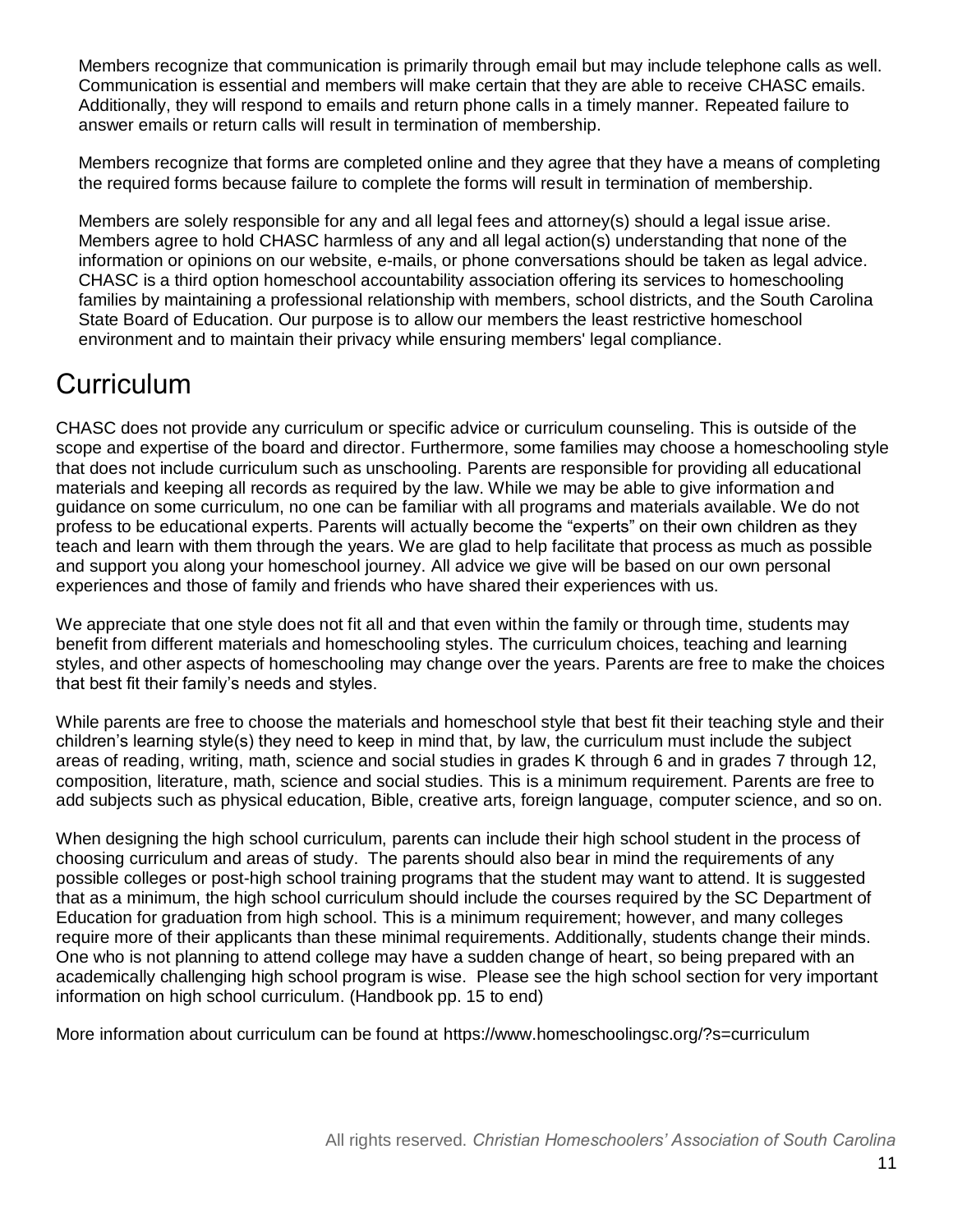Members recognize that communication is primarily through email but may include telephone calls as well. Communication is essential and members will make certain that they are able to receive CHASC emails. Additionally, they will respond to emails and return phone calls in a timely manner. Repeated failure to answer emails or return calls will result in termination of membership.

Members recognize that forms are completed online and they agree that they have a means of completing the required forms because failure to complete the forms will result in termination of membership.

Members are solely responsible for any and all legal fees and attorney(s) should a legal issue arise. Members agree to hold CHASC harmless of any and all legal action(s) understanding that none of the information or opinions on our website, e-mails, or phone conversations should be taken as legal advice. CHASC is a third option homeschool accountability association offering its services to homeschooling families by maintaining a professional relationship with members, school districts, and the South Carolina State Board of Education. Our purpose is to allow our members the least restrictive homeschool environment and to maintain their privacy while ensuring members' legal compliance.

# Curriculum

CHASC does not provide any curriculum or specific advice or curriculum counseling. This is outside of the scope and expertise of the board and director. Furthermore, some families may choose a homeschooling style that does not include curriculum such as unschooling. Parents are responsible for providing all educational materials and keeping all records as required by the law. While we may be able to give information and guidance on some curriculum, no one can be familiar with all programs and materials available. We do not profess to be educational experts. Parents will actually become the "experts" on their own children as they teach and learn with them through the years. We are glad to help facilitate that process as much as possible and support you along your homeschool journey. All advice we give will be based on our own personal experiences and those of family and friends who have shared their experiences with us.

We appreciate that one style does not fit all and that even within the family or through time, students may benefit from different materials and homeschooling styles. The curriculum choices, teaching and learning styles, and other aspects of homeschooling may change over the years. Parents are free to make the choices that best fit their family's needs and styles.

While parents are free to choose the materials and homeschool style that best fit their teaching style and their children's learning style(s) they need to keep in mind that, by law, the curriculum must include the subject areas of reading, writing, math, science and social studies in grades K through 6 and in grades 7 through 12, composition, literature, math, science and social studies. This is a minimum requirement. Parents are free to add subjects such as physical education, Bible, creative arts, foreign language, computer science, and so on.

When designing the high school curriculum, parents can include their high school student in the process of choosing curriculum and areas of study. The parents should also bear in mind the requirements of any possible colleges or post-high school training programs that the student may want to attend. It is suggested that as a minimum, the high school curriculum should include the courses required by the SC Department of Education for graduation from high school. This is a minimum requirement; however, and many colleges require more of their applicants than these minimal requirements. Additionally, students change their minds. One who is not planning to attend college may have a sudden change of heart, so being prepared with an academically challenging high school program is wise. Please see the high school section for very important information on high school curriculum. (Handbook pp. 15 to end)

More information about curriculum can be found at https://www.homeschoolingsc.org/?s=curriculum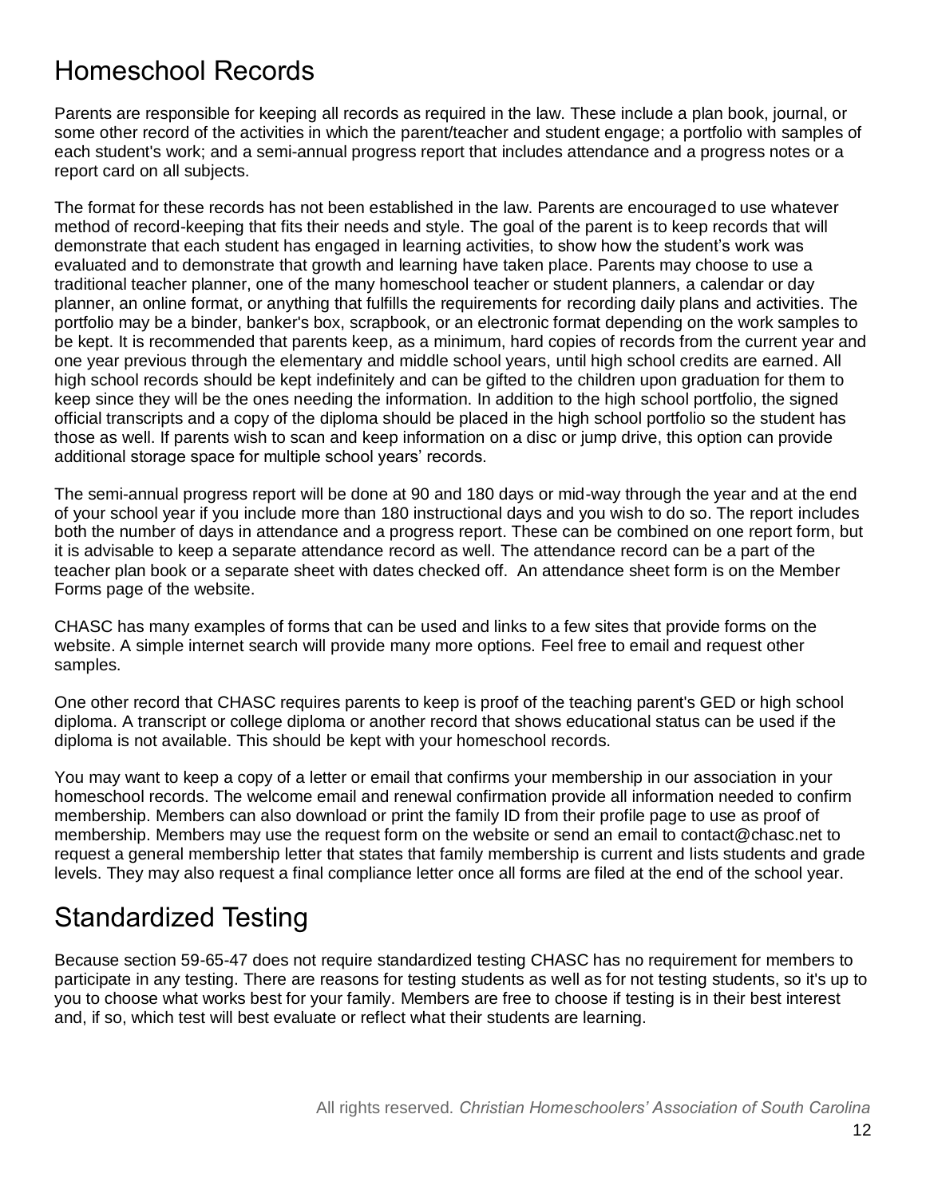## Homeschool Records

Parents are responsible for keeping all records as required in the law. These include a plan book, journal, or some other record of the activities in which the parent/teacher and student engage; a portfolio with samples of each student's work; and a semi-annual progress report that includes attendance and a progress notes or a report card on all subjects.

The format for these records has not been established in the law. Parents are encouraged to use whatever method of record-keeping that fits their needs and style. The goal of the parent is to keep records that will demonstrate that each student has engaged in learning activities, to show how the student's work was evaluated and to demonstrate that growth and learning have taken place. Parents may choose to use a traditional teacher planner, one of the many homeschool teacher or student planners, a calendar or day planner, an online format, or anything that fulfills the requirements for recording daily plans and activities. The portfolio may be a binder, banker's box, scrapbook, or an electronic format depending on the work samples to be kept. It is recommended that parents keep, as a minimum, hard copies of records from the current year and one year previous through the elementary and middle school years, until high school credits are earned. All high school records should be kept indefinitely and can be gifted to the children upon graduation for them to keep since they will be the ones needing the information. In addition to the high school portfolio, the signed official transcripts and a copy of the diploma should be placed in the high school portfolio so the student has those as well. If parents wish to scan and keep information on a disc or jump drive, this option can provide additional storage space for multiple school years' records.

The semi-annual progress report will be done at 90 and 180 days or mid-way through the year and at the end of your school year if you include more than 180 instructional days and you wish to do so. The report includes both the number of days in attendance and a progress report. These can be combined on one report form, but it is advisable to keep a separate attendance record as well. The attendance record can be a part of the teacher plan book or a separate sheet with dates checked off. An attendance sheet form is on the Member Forms page of the website.

CHASC has many examples of forms that can be used and links to a few sites that provide forms on the website. A simple internet search will provide many more options. Feel free to email and request other samples.

One other record that CHASC requires parents to keep is proof of the teaching parent's GED or high school diploma. A transcript or college diploma or another record that shows educational status can be used if the diploma is not available. This should be kept with your homeschool records.

You may want to keep a copy of a letter or email that confirms your membership in our association in your homeschool records. The welcome email and renewal confirmation provide all information needed to confirm membership. Members can also download or print the family ID from their profile page to use as proof of membership. Members may use the request form on the website or send an email to contact@chasc.net to request a general membership letter that states that family membership is current and lists students and grade levels. They may also request a final compliance letter once all forms are filed at the end of the school year.

## Standardized Testing

Because section 59-65-47 does not require standardized testing CHASC has no requirement for members to participate in any testing. There are reasons for testing students as well as for not testing students, so it's up to you to choose what works best for your family. Members are free to choose if testing is in their best interest and, if so, which test will best evaluate or reflect what their students are learning.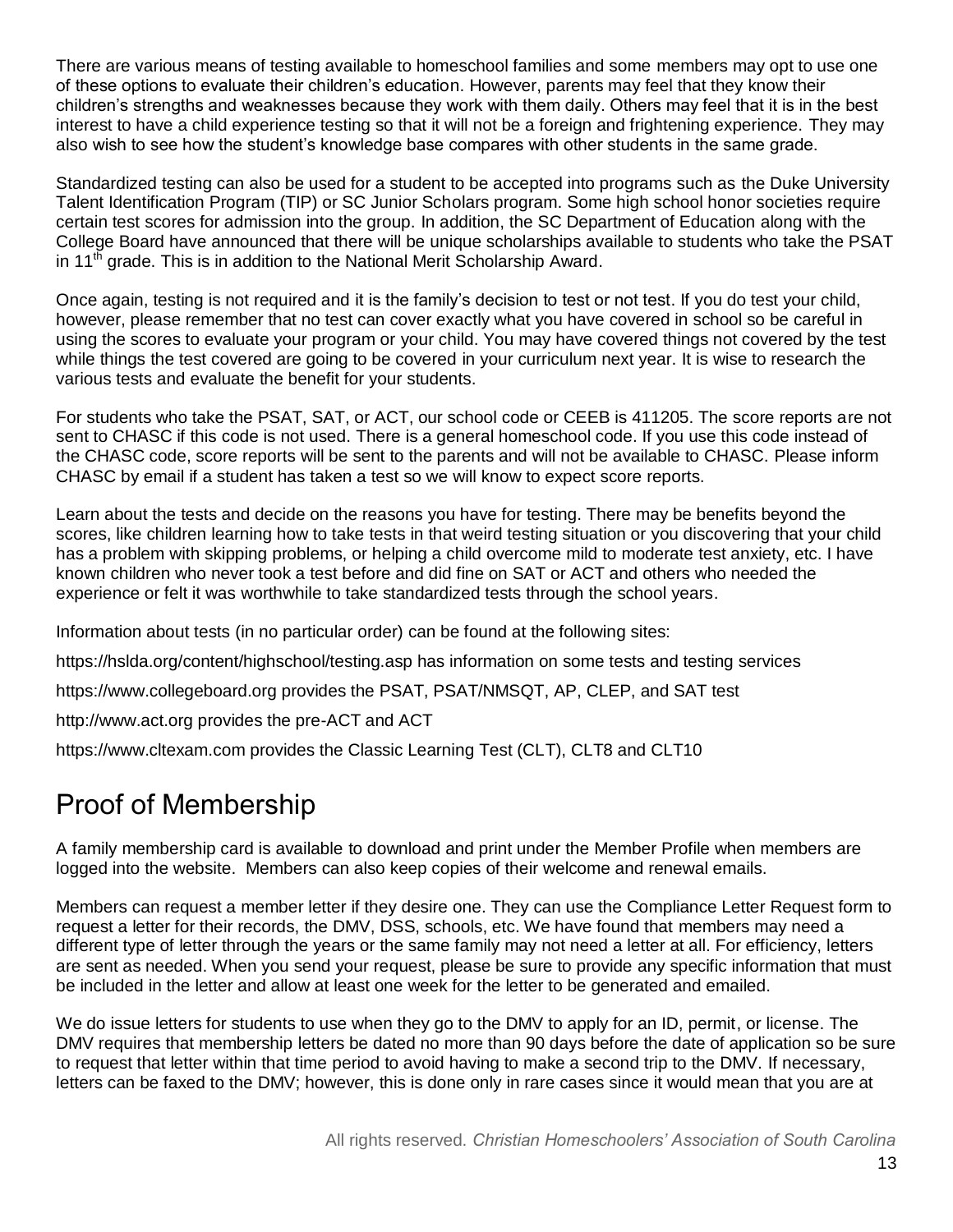There are various means of testing available to homeschool families and some members may opt to use one of these options to evaluate their children's education. However, parents may feel that they know their children's strengths and weaknesses because they work with them daily. Others may feel that it is in the best interest to have a child experience testing so that it will not be a foreign and frightening experience. They may also wish to see how the student's knowledge base compares with other students in the same grade.

Standardized testing can also be used for a student to be accepted into programs such as the Duke University Talent Identification Program (TIP) or SC Junior Scholars program. Some high school honor societies require certain test scores for admission into the group. In addition, the SC Department of Education along with the College Board have announced that there will be unique scholarships available to students who take the PSAT in 11th grade. This is in addition to the National Merit Scholarship Award.

Once again, testing is not required and it is the family's decision to test or not test. If you do test your child, however, please remember that no test can cover exactly what you have covered in school so be careful in using the scores to evaluate your program or your child. You may have covered things not covered by the test while things the test covered are going to be covered in your curriculum next year. It is wise to research the various tests and evaluate the benefit for your students.

For students who take the PSAT, SAT, or ACT, our school code or CEEB is 411205. The score reports are not sent to CHASC if this code is not used. There is a general homeschool code. If you use this code instead of the CHASC code, score reports will be sent to the parents and will not be available to CHASC. Please inform CHASC by email if a student has taken a test so we will know to expect score reports.

Learn about the tests and decide on the reasons you have for testing. There may be benefits beyond the scores, like children learning how to take tests in that weird testing situation or you discovering that your child has a problem with skipping problems, or helping a child overcome mild to moderate test anxiety, etc. I have known children who never took a test before and did fine on SAT or ACT and others who needed the experience or felt it was worthwhile to take standardized tests through the school years.

Information about tests (in no particular order) can be found at the following sites:

https://hslda.org/content/highschool/testing.asp has information on some tests and testing services

https://www.collegeboard.org provides the PSAT, PSAT/NMSQT, AP, CLEP, and SAT test

http://www.act.org provides the pre-ACT and ACT

https://www.cltexam.com provides the Classic Learning Test (CLT), CLT8 and CLT10

# Proof of Membership

A family membership card is available to download and print under the Member Profile when members are logged into the website. Members can also keep copies of their welcome and renewal emails.

Members can request a member letter if they desire one. They can use the Compliance Letter Request form to request a letter for their records, the DMV, DSS, schools, etc. We have found that members may need a different type of letter through the years or the same family may not need a letter at all. For efficiency, letters are sent as needed. When you send your request, please be sure to provide any specific information that must be included in the letter and allow at least one week for the letter to be generated and emailed.

We do issue letters for students to use when they go to the DMV to apply for an ID, permit, or license. The DMV requires that membership letters be dated no more than 90 days before the date of application so be sure to request that letter within that time period to avoid having to make a second trip to the DMV. If necessary, letters can be faxed to the DMV; however, this is done only in rare cases since it would mean that you are at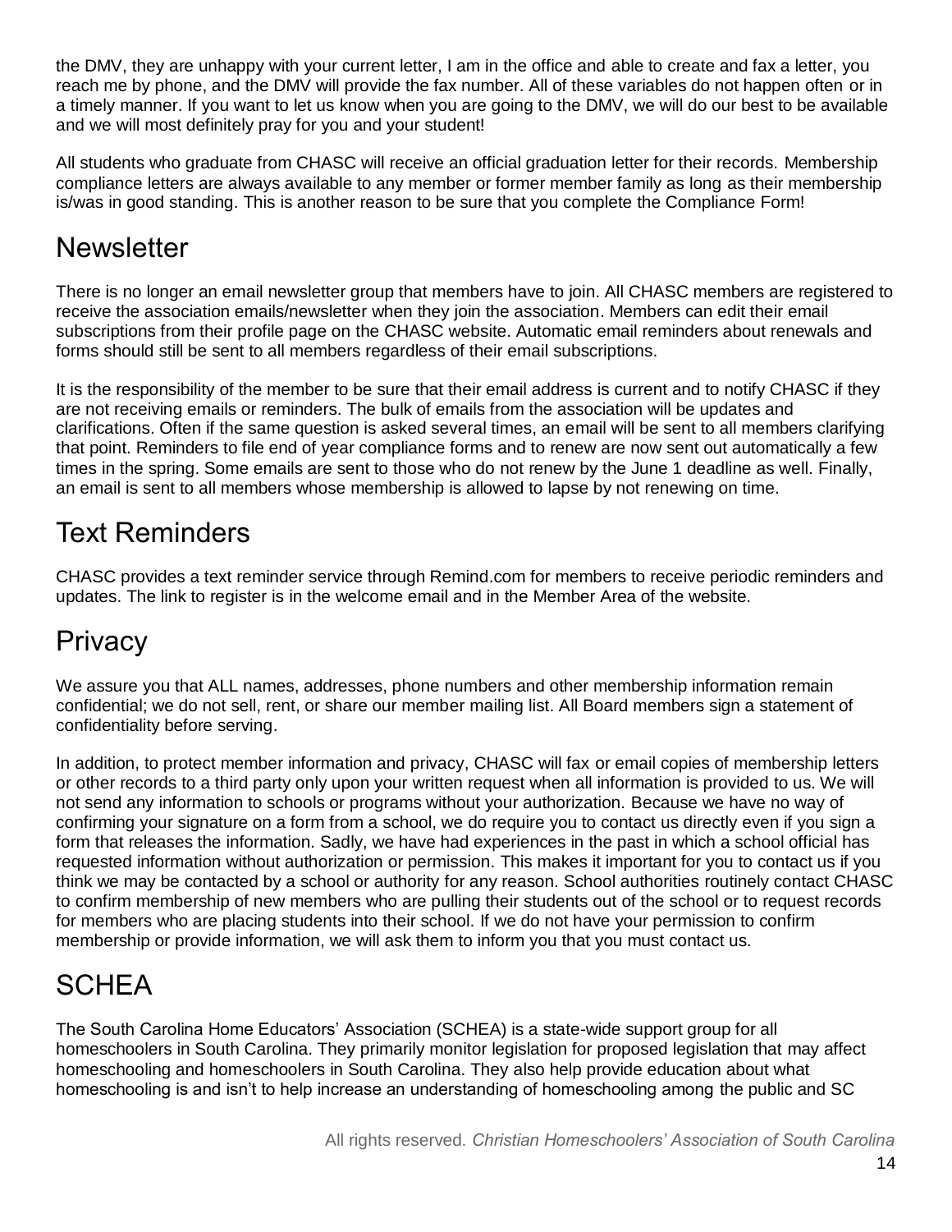the DMV, they are unhappy with your current letter, I am in the office and able to create and fax a letter, you reach me by phone, and the DMV will provide the fax number. All of these variables do not happen often or in a timely manner. If you want to let us know when you are going to the DMV, we will do our best to be available and we will most definitely pray for you and your student!

All students who graduate from CHASC will receive an official graduation letter for their records. Membership compliance letters are always available to any member or former member family as long as their membership is/was in good standing. This is another reason to be sure that you complete the Compliance Form!

## Newsletter

There is no longer an email newsletter group that members have to join. All CHASC members are registered to receive the association emails/newsletter when they join the association. Members can edit their email subscriptions from their profile page on the CHASC website. Automatic email reminders about renewals and forms should still be sent to all members regardless of their email subscriptions.

It is the responsibility of the member to be sure that their email address is current and to notify CHASC if they are not receiving emails or reminders. The bulk of emails from the association will be updates and clarifications. Often if the same question is asked several times, an email will be sent to all members clarifying that point. Reminders to file end of year compliance forms and to renew are now sent out automatically a few times in the spring. Some emails are sent to those who do not renew by the June 1 deadline as well. Finally, an email is sent to all members whose membership is allowed to lapse by not renewing on time.

## Text Reminders

CHASC provides a text reminder service through Remind.com for members to receive periodic reminders and updates. The link to register is in the welcome email and in the Member Area of the website.

## Privacy

We assure you that ALL names, addresses, phone numbers and other membership information remain confidential; we do not sell, rent, or share our member mailing list. All Board members sign a statement of confidentiality before serving.

In addition, to protect member information and privacy, CHASC will fax or email copies of membership letters or other records to a third party only upon your written request when all information is provided to us. We will not send any information to schools or programs without your authorization. Because we have no way of confirming your signature on a form from a school, we do require you to contact us directly even if you sign a form that releases the information. Sadly, we have had experiences in the past in which a school official has requested information without authorization or permission. This makes it important for you to contact us if you think we may be contacted by a school or authority for any reason. School authorities routinely contact CHASC to confirm membership of new members who are pulling their students out of the school or to request records for members who are placing students into their school. If we do not have your permission to confirm membership or provide information, we will ask them to inform you that you must contact us.

## SCHEA

The South Carolina Home Educators' Association (SCHEA) is a state-wide support group for all homeschoolers in South Carolina. They primarily monitor legislation for proposed legislation that may affect homeschooling and homeschoolers in South Carolina. They also help provide education about what homeschooling is and isn't to help increase an understanding of homeschooling among the public and SC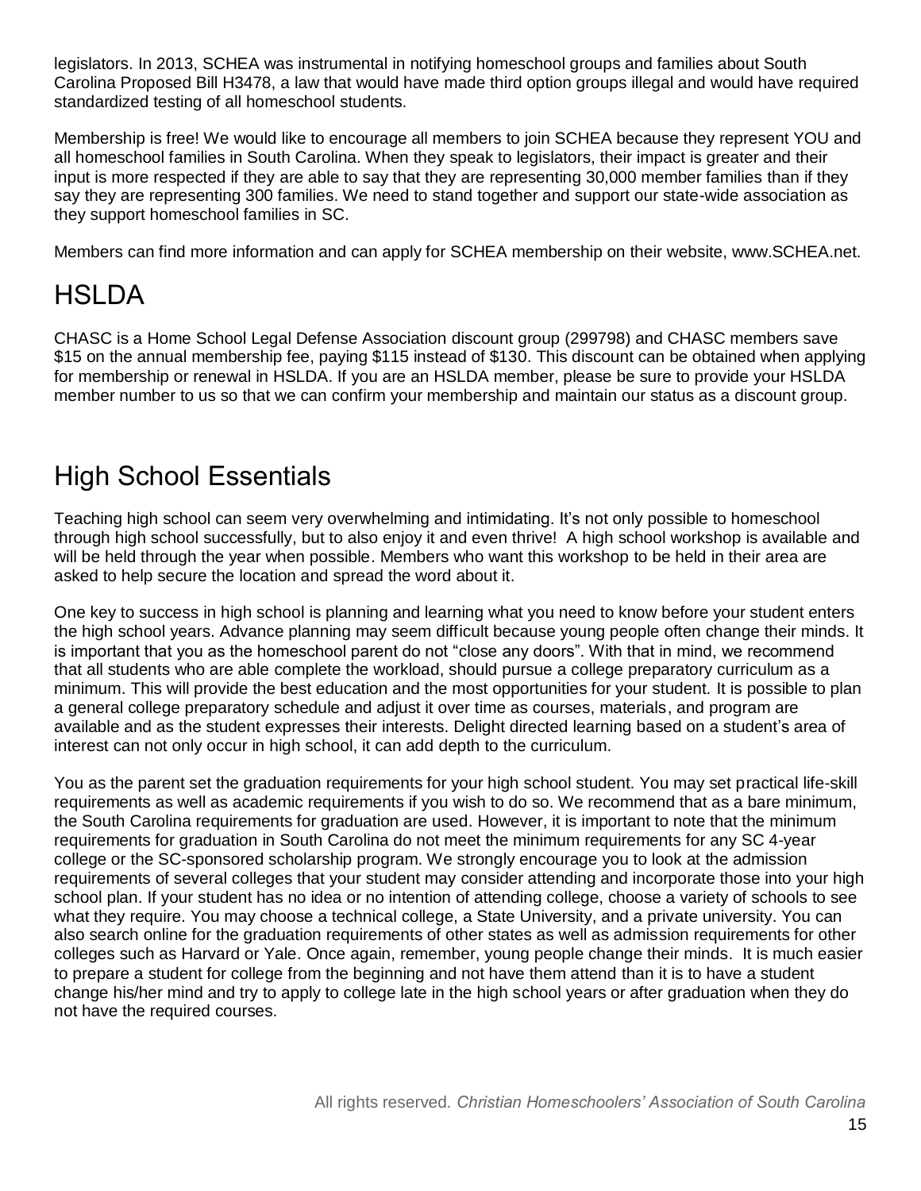legislators. In 2013, SCHEA was instrumental in notifying homeschool groups and families about South Carolina Proposed Bill H3478, a law that would have made third option groups illegal and would have required standardized testing of all homeschool students.

Membership is free! We would like to encourage all members to join SCHEA because they represent YOU and all homeschool families in South Carolina. When they speak to legislators, their impact is greater and their input is more respected if they are able to say that they are representing 30,000 member families than if they say they are representing 300 families. We need to stand together and support our state-wide association as they support homeschool families in SC.

Members can find more information and can apply for SCHEA membership on their website, www.SCHEA.net.

# HSLDA

CHASC is a Home School Legal Defense Association discount group (299798) and CHASC members save $15 on the annual membership fee, paying $115 instead of $130. This discount can be obtained when applying for membership or renewal in HSLDA. If you are an HSLDA member, please be sure to provide your HSLDA member number to us so that we can confirm your membership and maintain our status as a discount group.

# High School Essentials

Teaching high school can seem very overwhelming and intimidating. It's not only possible to homeschool through high school successfully, but to also enjoy it and even thrive! A high school workshop is available and will be held through the year when possible. Members who want this workshop to be held in their area are asked to help secure the location and spread the word about it.

One key to success in high school is planning and learning what you need to know before your student enters the high school years. Advance planning may seem difficult because young people often change their minds. It is important that you as the homeschool parent do not "close any doors". With that in mind, we recommend that all students who are able complete the workload, should pursue a college preparatory curriculum as a minimum. This will provide the best education and the most opportunities for your student. It is possible to plan a general college preparatory schedule and adjust it over time as courses, materials, and program are available and as the student expresses their interests. Delight directed learning based on a student's area of interest can not only occur in high school, it can add depth to the curriculum.

You as the parent set the graduation requirements for your high school student. You may set practical life-skill requirements as well as academic requirements if you wish to do so. We recommend that as a bare minimum, the South Carolina requirements for graduation are used. However, it is important to note that the minimum requirements for graduation in South Carolina do not meet the minimum requirements for any SC 4-year college or the SC-sponsored scholarship program. We strongly encourage you to look at the admission requirements of several colleges that your student may consider attending and incorporate those into your high school plan. If your student has no idea or no intention of attending college, choose a variety of schools to see what they require. You may choose a technical college, a State University, and a private university. You can also search online for the graduation requirements of other states as well as admission requirements for other colleges such as Harvard or Yale. Once again, remember, young people change their minds. It is much easier to prepare a student for college from the beginning and not have them attend than it is to have a student change his/her mind and try to apply to college late in the high school years or after graduation when they do not have the required courses.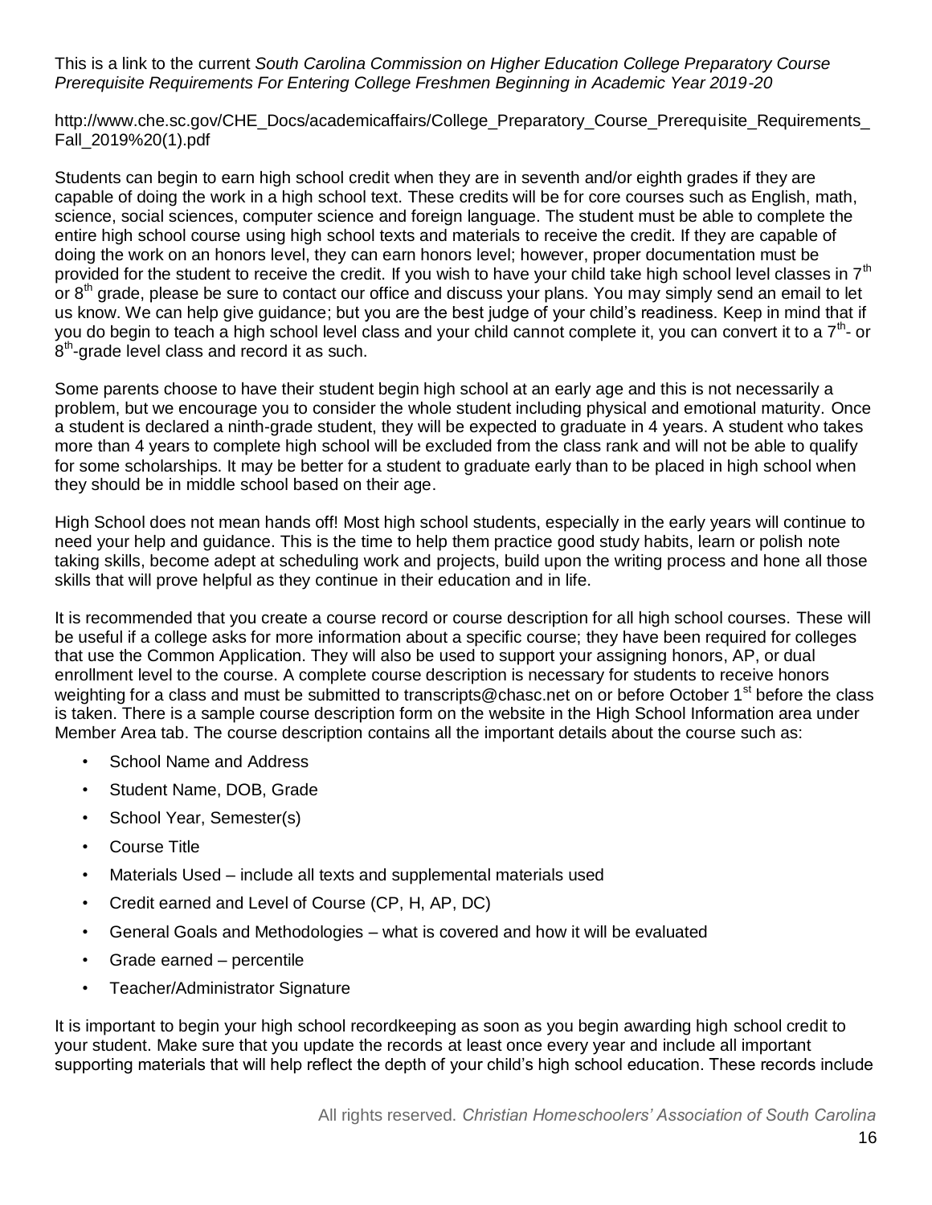This is a link to the current *South Carolina Commission on Higher Education College Preparatory Course Prerequisite Requirements For Entering College Freshmen Beginning in Academic Year 2019-20*

http://www.che.sc.gov/CHE_Docs/academicaffairs/College_Preparatory_Course_Prerequisite_Requirements_Fall_2019%20(1).pdf

Students can begin to earn high school credit when they are in seventh and/or eighth grades if they are capable of doing the work in a high school text. These credits will be for core courses such as English, math, science, social sciences, computer science and foreign language. The student must be able to complete the entire high school course using high school texts and materials to receive the credit. If they are capable of doing the work on an honors level, they can earn honors level; however, proper documentation must be provided for the student to receive the credit. If you wish to have your child take high school level classes in 7th or 8th grade, please be sure to contact our office and discuss your plans. You may simply send an email to let us know. We can help give guidance; but you are the best judge of your child's readiness. Keep in mind that if you do begin to teach a high school level class and your child cannot complete it, you can convert it to a 7th- or 8th-grade level class and record it as such.

Some parents choose to have their student begin high school at an early age and this is not necessarily a problem, but we encourage you to consider the whole student including physical and emotional maturity. Once a student is declared a ninth-grade student, they will be expected to graduate in 4 years. A student who takes more than 4 years to complete high school will be excluded from the class rank and will not be able to qualify for some scholarships. It may be better for a student to graduate early than to be placed in high school when they should be in middle school based on their age.

High School does not mean hands off! Most high school students, especially in the early years will continue to need your help and guidance. This is the time to help them practice good study habits, learn or polish note taking skills, become adept at scheduling work and projects, build upon the writing process and hone all those skills that will prove helpful as they continue in their education and in life.

It is recommended that you create a course record or course description for all high school courses. These will be useful if a college asks for more information about a specific course; they have been required for colleges that use the Common Application. They will also be used to support your assigning honors, AP, or dual enrollment level to the course. A complete course description is necessary for students to receive honors weighting for a class and must be submitted to transcripts@chasc.net on or before October 1st before the class is taken. There is a sample course description form on the website in the High School Information area under Member Area tab. The course description contains all the important details about the course such as:

- School Name and Address
- Student Name, DOB, Grade
- School Year, Semester(s)
- Course Title
- Materials Used – include all texts and supplemental materials used
- Credit earned and Level of Course (CP, H, AP, DC)
- General Goals and Methodologies – what is covered and how it will be evaluated
- Grade earned – percentile
- Teacher/Administrator Signature

It is important to begin your high school recordkeeping as soon as you begin awarding high school credit to your student. Make sure that you update the records at least once every year and include all important supporting materials that will help reflect the depth of your child's high school education. These records include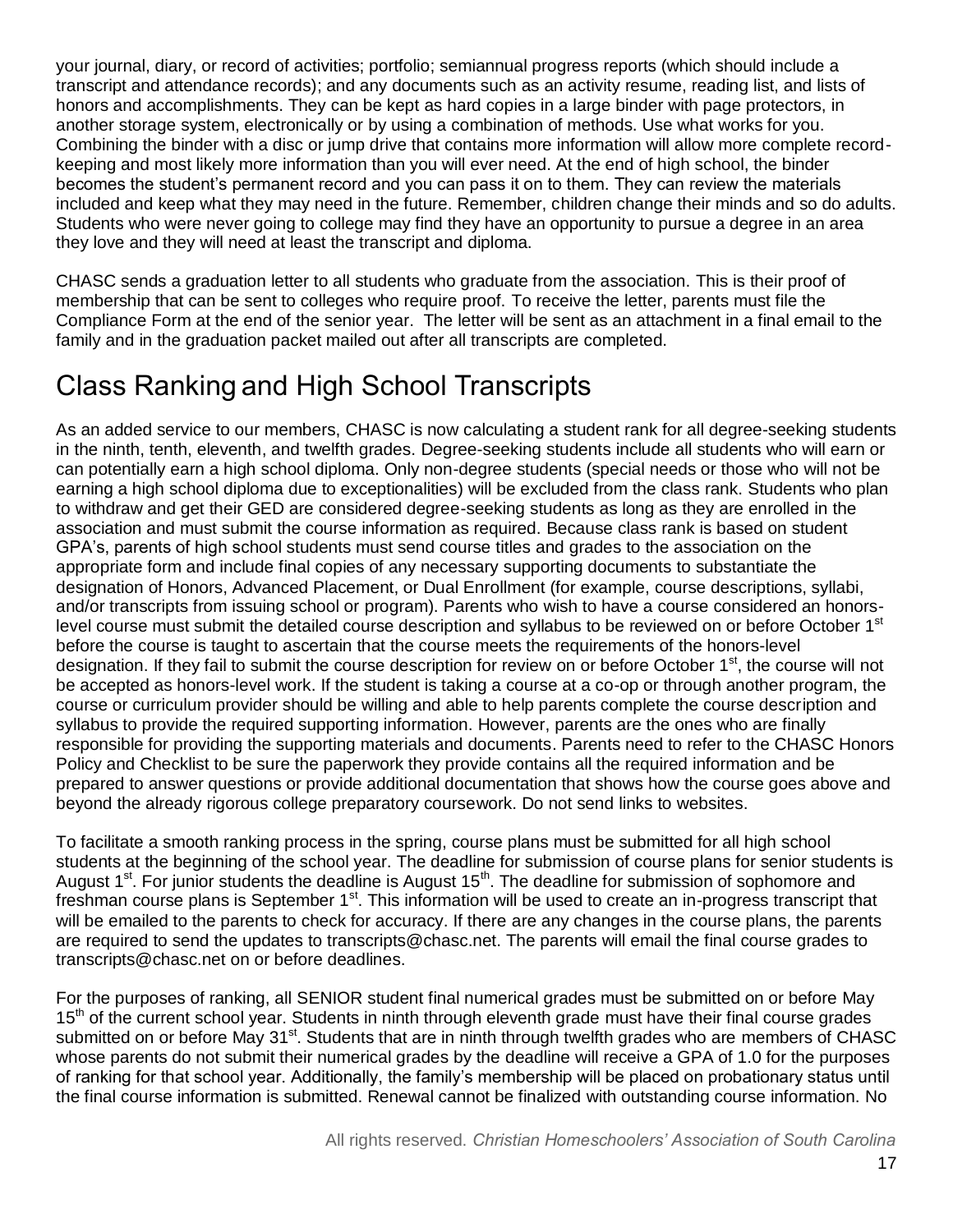your journal, diary, or record of activities; portfolio; semiannual progress reports (which should include a transcript and attendance records); and any documents such as an activity resume, reading list, and lists of honors and accomplishments. They can be kept as hard copies in a large binder with page protectors, in another storage system, electronically or by using a combination of methods. Use what works for you. Combining the binder with a disc or jump drive that contains more information will allow more complete record-keeping and most likely more information than you will ever need. At the end of high school, the binder becomes the student's permanent record and you can pass it on to them. They can review the materials included and keep what they may need in the future. Remember, children change their minds and so do adults. Students who were never going to college may find they have an opportunity to pursue a degree in an area they love and they will need at least the transcript and diploma.

CHASC sends a graduation letter to all students who graduate from the association. This is their proof of membership that can be sent to colleges who require proof. To receive the letter, parents must file the Compliance Form at the end of the senior year. The letter will be sent as an attachment in a final email to the family and in the graduation packet mailed out after all transcripts are completed.

# Class Ranking and High School Transcripts

As an added service to our members, CHASC is now calculating a student rank for all degree-seeking students in the ninth, tenth, eleventh, and twelfth grades. Degree-seeking students include all students who will earn or can potentially earn a high school diploma. Only non-degree students (special needs or those who will not be earning a high school diploma due to exceptionalities) will be excluded from the class rank. Students who plan to withdraw and get their GED are considered degree-seeking students as long as they are enrolled in the association and must submit the course information as required. Because class rank is based on student GPA's, parents of high school students must send course titles and grades to the association on the appropriate form and include final copies of any necessary supporting documents to substantiate the designation of Honors, Advanced Placement, or Dual Enrollment (for example, course descriptions, syllabi, and/or transcripts from issuing school or program). Parents who wish to have a course considered an honors-level course must submit the detailed course description and syllabus to be reviewed on or before October 1st before the course is taught to ascertain that the course meets the requirements of the honors-level designation. If they fail to submit the course description for review on or before October 1st, the course will not be accepted as honors-level work. If the student is taking a course at a co-op or through another program, the course or curriculum provider should be willing and able to help parents complete the course description and syllabus to provide the required supporting information. However, parents are the ones who are finally responsible for providing the supporting materials and documents. Parents need to refer to the CHASC Honors Policy and Checklist to be sure the paperwork they provide contains all the required information and be prepared to answer questions or provide additional documentation that shows how the course goes above and beyond the already rigorous college preparatory coursework. Do not send links to websites.

To facilitate a smooth ranking process in the spring, course plans must be submitted for all high school students at the beginning of the school year. The deadline for submission of course plans for senior students is August 1st. For junior students the deadline is August 15th. The deadline for submission of sophomore and freshman course plans is September 1st. This information will be used to create an in-progress transcript that will be emailed to the parents to check for accuracy. If there are any changes in the course plans, the parents are required to send the updates to transcripts@chasc.net. The parents will email the final course grades to transcripts@chasc.net on or before deadlines.

For the purposes of ranking, all SENIOR student final numerical grades must be submitted on or before May 15th of the current school year. Students in ninth through eleventh grade must have their final course grades submitted on or before May 31st. Students that are in ninth through twelfth grades who are members of CHASC whose parents do not submit their numerical grades by the deadline will receive a GPA of 1.0 for the purposes of ranking for that school year. Additionally, the family's membership will be placed on probationary status until the final course information is submitted. Renewal cannot be finalized with outstanding course information. No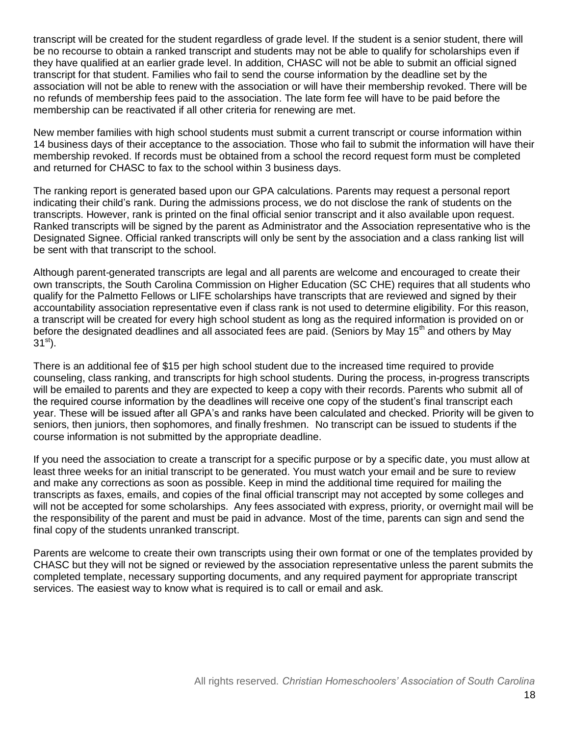transcript will be created for the student regardless of grade level. If the student is a senior student, there will be no recourse to obtain a ranked transcript and students may not be able to qualify for scholarships even if they have qualified at an earlier grade level. In addition, CHASC will not be able to submit an official signed transcript for that student. Families who fail to send the course information by the deadline set by the association will not be able to renew with the association or will have their membership revoked. There will be no refunds of membership fees paid to the association. The late form fee will have to be paid before the membership can be reactivated if all other criteria for renewing are met.

New member families with high school students must submit a current transcript or course information within 14 business days of their acceptance to the association. Those who fail to submit the information will have their membership revoked. If records must be obtained from a school the record request form must be completed and returned for CHASC to fax to the school within 3 business days.

The ranking report is generated based upon our GPA calculations. Parents may request a personal report indicating their child's rank. During the admissions process, we do not disclose the rank of students on the transcripts. However, rank is printed on the final official senior transcript and it also available upon request. Ranked transcripts will be signed by the parent as Administrator and the Association representative who is the Designated Signee. Official ranked transcripts will only be sent by the association and a class ranking list will be sent with that transcript to the school.

Although parent-generated transcripts are legal and all parents are welcome and encouraged to create their own transcripts, the South Carolina Commission on Higher Education (SC CHE) requires that all students who qualify for the Palmetto Fellows or LIFE scholarships have transcripts that are reviewed and signed by their accountability association representative even if class rank is not used to determine eligibility. For this reason, a transcript will be created for every high school student as long as the required information is provided on or before the designated deadlines and all associated fees are paid. (Seniors by May 15th and others by May 31st).

There is an additional fee of $15 per high school student due to the increased time required to provide counseling, class ranking, and transcripts for high school students. During the process, in-progress transcripts will be emailed to parents and they are expected to keep a copy with their records. Parents who submit all of the required course information by the deadlines will receive one copy of the student's final transcript each year. These will be issued after all GPA's and ranks have been calculated and checked. Priority will be given to seniors, then juniors, then sophomores, and finally freshmen. No transcript can be issued to students if the course information is not submitted by the appropriate deadline.

If you need the association to create a transcript for a specific purpose or by a specific date, you must allow at least three weeks for an initial transcript to be generated. You must watch your email and be sure to review and make any corrections as soon as possible. Keep in mind the additional time required for mailing the transcripts as faxes, emails, and copies of the final official transcript may not accepted by some colleges and will not be accepted for some scholarships. Any fees associated with express, priority, or overnight mail will be the responsibility of the parent and must be paid in advance. Most of the time, parents can sign and send the final copy of the students unranked transcript.

Parents are welcome to create their own transcripts using their own format or one of the templates provided by CHASC but they will not be signed or reviewed by the association representative unless the parent submits the completed template, necessary supporting documents, and any required payment for appropriate transcript services. The easiest way to know what is required is to call or email and ask.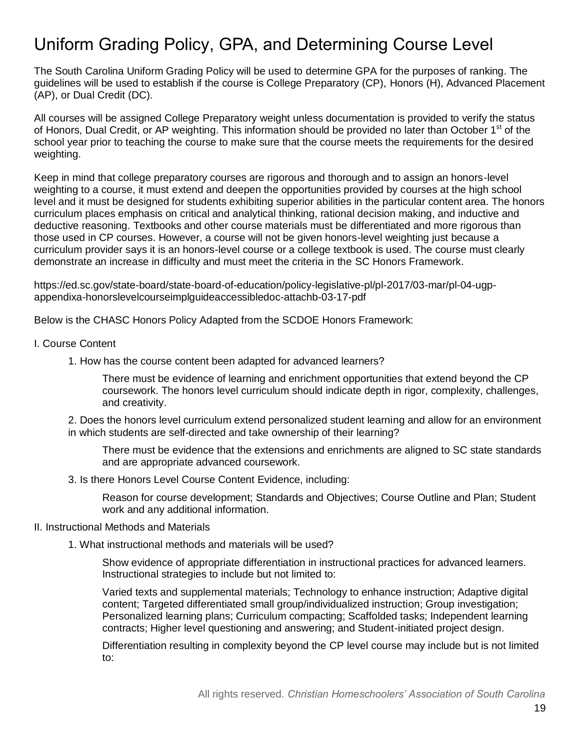# Uniform Grading Policy, GPA, and Determining Course Level

The South Carolina Uniform Grading Policy will be used to determine GPA for the purposes of ranking. The guidelines will be used to establish if the course is College Preparatory (CP), Honors (H), Advanced Placement (AP), or Dual Credit (DC).

All courses will be assigned College Preparatory weight unless documentation is provided to verify the status of Honors, Dual Credit, or AP weighting. This information should be provided no later than October 1st of the school year prior to teaching the course to make sure that the course meets the requirements for the desired weighting.

Keep in mind that college preparatory courses are rigorous and thorough and to assign an honors-level weighting to a course, it must extend and deepen the opportunities provided by courses at the high school level and it must be designed for students exhibiting superior abilities in the particular content area. The honors curriculum places emphasis on critical and analytical thinking, rational decision making, and inductive and deductive reasoning. Textbooks and other course materials must be differentiated and more rigorous than those used in CP courses. However, a course will not be given honors-level weighting just because a curriculum provider says it is an honors-level course or a college textbook is used. The course must clearly demonstrate an increase in difficulty and must meet the criteria in the SC Honors Framework.

https://ed.sc.gov/state-board/state-board-of-education/policy-legislative-pl/pl-2017/03-mar/pl-04-ugp-appendixa-honorslevelcourseimplguideaccessibledoc-attachb-03-17-pdf

Below is the CHASC Honors Policy Adapted from the SCDOE Honors Framework:

I. Course Content

1. How has the course content been adapted for advanced learners?

   There must be evidence of learning and enrichment opportunities that extend beyond the CP coursework. The honors level curriculum should indicate depth in rigor, complexity, challenges, and creativity.

2. Does the honors level curriculum extend personalized student learning and allow for an environment in which students are self-directed and take ownership of their learning?

   There must be evidence that the extensions and enrichments are aligned to SC state standards and are appropriate advanced coursework.

3. Is there Honors Level Course Content Evidence, including:

   Reason for course development; Standards and Objectives; Course Outline and Plan; Student work and any additional information.

II. Instructional Methods and Materials

1. What instructional methods and materials will be used?

   Show evidence of appropriate differentiation in instructional practices for advanced learners. Instructional strategies to include but not limited to:

   Varied texts and supplemental materials; Technology to enhance instruction; Adaptive digital content; Targeted differentiated small group/individualized instruction; Group investigation; Personalized learning plans; Curriculum compacting; Scaffolded tasks; Independent learning contracts; Higher level questioning and answering; and Student-initiated project design.

   Differentiation resulting in complexity beyond the CP level course may include but is not limited to: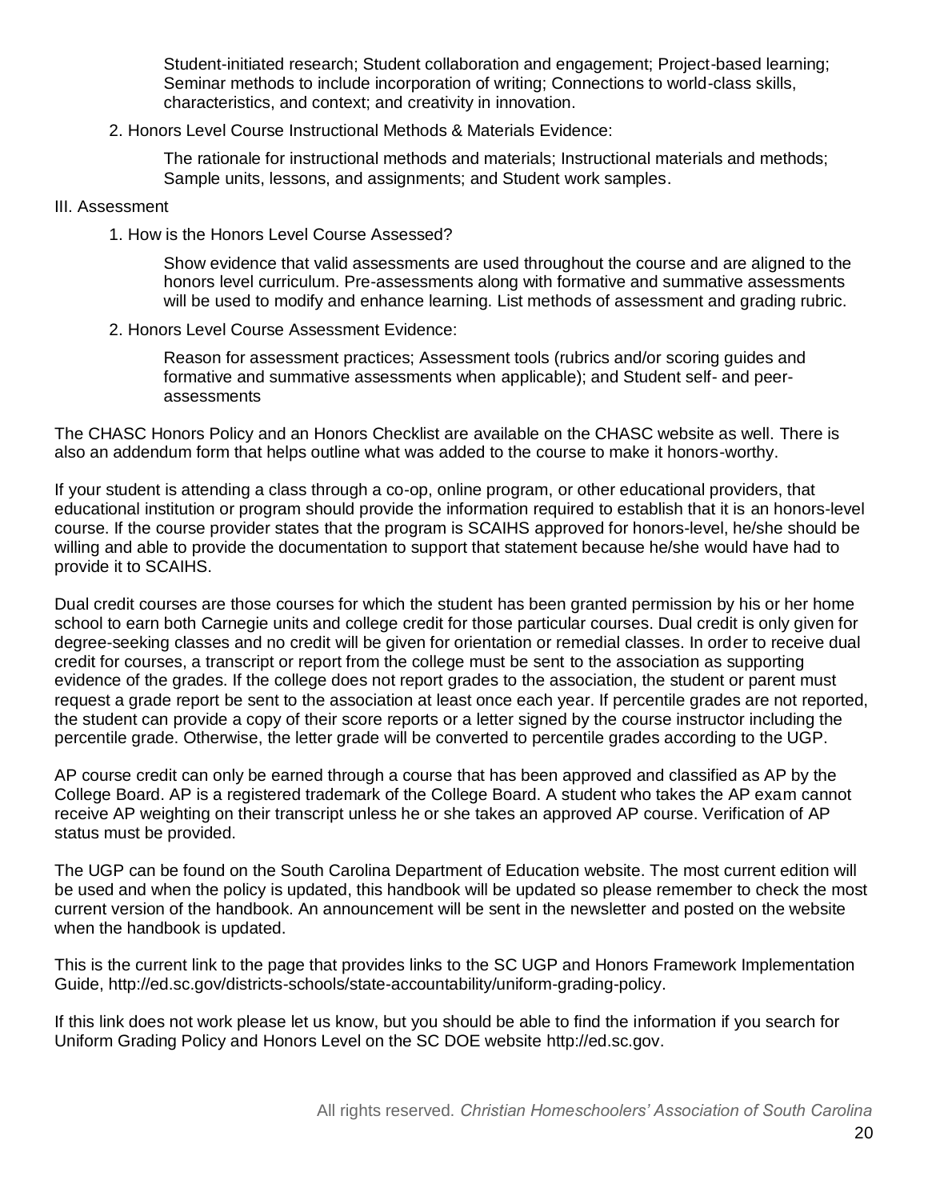Student-initiated research; Student collaboration and engagement; Project-based learning; Seminar methods to include incorporation of writing; Connections to world-class skills, characteristics, and context; and creativity in innovation.

2. Honors Level Course Instructional Methods & Materials Evidence:

    The rationale for instructional methods and materials; Instructional materials and methods; Sample units, lessons, and assignments; and Student work samples.

III. Assessment

1. How is the Honors Level Course Assessed?

    Show evidence that valid assessments are used throughout the course and are aligned to the honors level curriculum. Pre-assessments along with formative and summative assessments will be used to modify and enhance learning. List methods of assessment and grading rubric.

2. Honors Level Course Assessment Evidence:

    Reason for assessment practices; Assessment tools (rubrics and/or scoring guides and formative and summative assessments when applicable); and Student self- and peer-assessments

The CHASC Honors Policy and an Honors Checklist are available on the CHASC website as well. There is also an addendum form that helps outline what was added to the course to make it honors-worthy.

If your student is attending a class through a co-op, online program, or other educational providers, that educational institution or program should provide the information required to establish that it is an honors-level course. If the course provider states that the program is SCAIHS approved for honors-level, he/she should be willing and able to provide the documentation to support that statement because he/she would have had to provide it to SCAIHS.

Dual credit courses are those courses for which the student has been granted permission by his or her home school to earn both Carnegie units and college credit for those particular courses. Dual credit is only given for degree-seeking classes and no credit will be given for orientation or remedial classes. In order to receive dual credit for courses, a transcript or report from the college must be sent to the association as supporting evidence of the grades. If the college does not report grades to the association, the student or parent must request a grade report be sent to the association at least once each year. If percentile grades are not reported, the student can provide a copy of their score reports or a letter signed by the course instructor including the percentile grade. Otherwise, the letter grade will be converted to percentile grades according to the UGP.

AP course credit can only be earned through a course that has been approved and classified as AP by the College Board. AP is a registered trademark of the College Board. A student who takes the AP exam cannot receive AP weighting on their transcript unless he or she takes an approved AP course. Verification of AP status must be provided.

The UGP can be found on the South Carolina Department of Education website. The most current edition will be used and when the policy is updated, this handbook will be updated so please remember to check the most current version of the handbook. An announcement will be sent in the newsletter and posted on the website when the handbook is updated.

This is the current link to the page that provides links to the SC UGP and Honors Framework Implementation Guide, http://ed.sc.gov/districts-schools/state-accountability/uniform-grading-policy.

If this link does not work please let us know, but you should be able to find the information if you search for Uniform Grading Policy and Honors Level on the SC DOE website http://ed.sc.gov.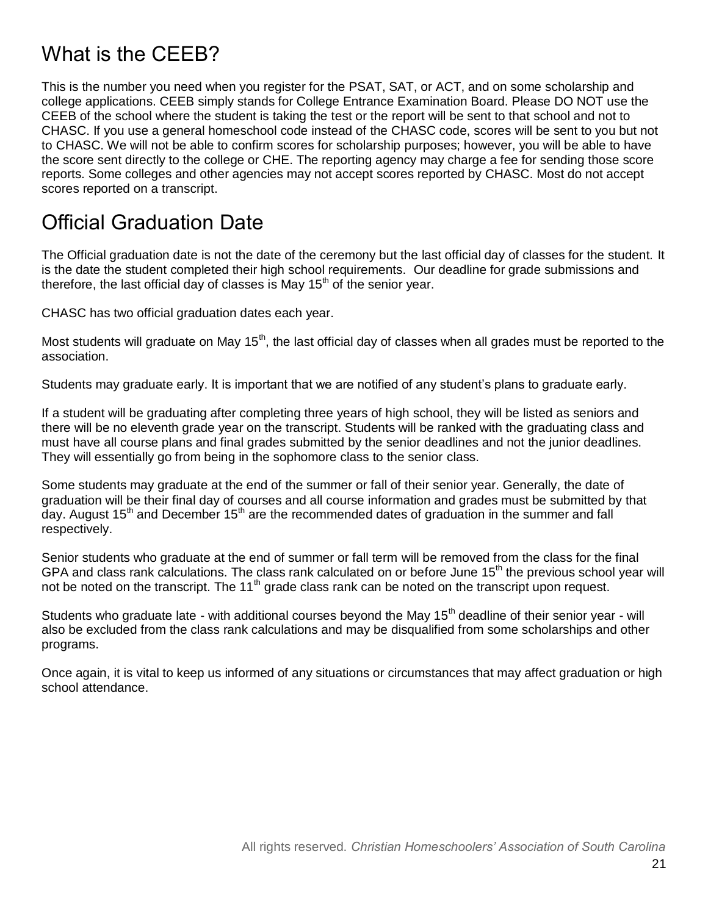## What is the CEEB?

This is the number you need when you register for the PSAT, SAT, or ACT, and on some scholarship and college applications. CEEB simply stands for College Entrance Examination Board. Please DO NOT use the CEEB of the school where the student is taking the test or the report will be sent to that school and not to CHASC. If you use a general homeschool code instead of the CHASC code, scores will be sent to you but not to CHASC. We will not be able to confirm scores for scholarship purposes; however, you will be able to have the score sent directly to the college or CHE. The reporting agency may charge a fee for sending those score reports. Some colleges and other agencies may not accept scores reported by CHASC. Most do not accept scores reported on a transcript.

## Official Graduation Date

The Official graduation date is not the date of the ceremony but the last official day of classes for the student. It is the date the student completed their high school requirements. Our deadline for grade submissions and therefore, the last official day of classes is May 15th of the senior year.

CHASC has two official graduation dates each year.

Most students will graduate on May 15th, the last official day of classes when all grades must be reported to the association.

Students may graduate early. It is important that we are notified of any student's plans to graduate early.

If a student will be graduating after completing three years of high school, they will be listed as seniors and there will be no eleventh grade year on the transcript. Students will be ranked with the graduating class and must have all course plans and final grades submitted by the senior deadlines and not the junior deadlines. They will essentially go from being in the sophomore class to the senior class.

Some students may graduate at the end of the summer or fall of their senior year. Generally, the date of graduation will be their final day of courses and all course information and grades must be submitted by that day. August 15th and December 15th are the recommended dates of graduation in the summer and fall respectively.

Senior students who graduate at the end of summer or fall term will be removed from the class for the final GPA and class rank calculations. The class rank calculated on or before June 15th the previous school year will not be noted on the transcript. The 11th grade class rank can be noted on the transcript upon request.

Students who graduate late - with additional courses beyond the May 15th deadline of their senior year - will also be excluded from the class rank calculations and may be disqualified from some scholarships and other programs.

Once again, it is vital to keep us informed of any situations or circumstances that may affect graduation or high school attendance.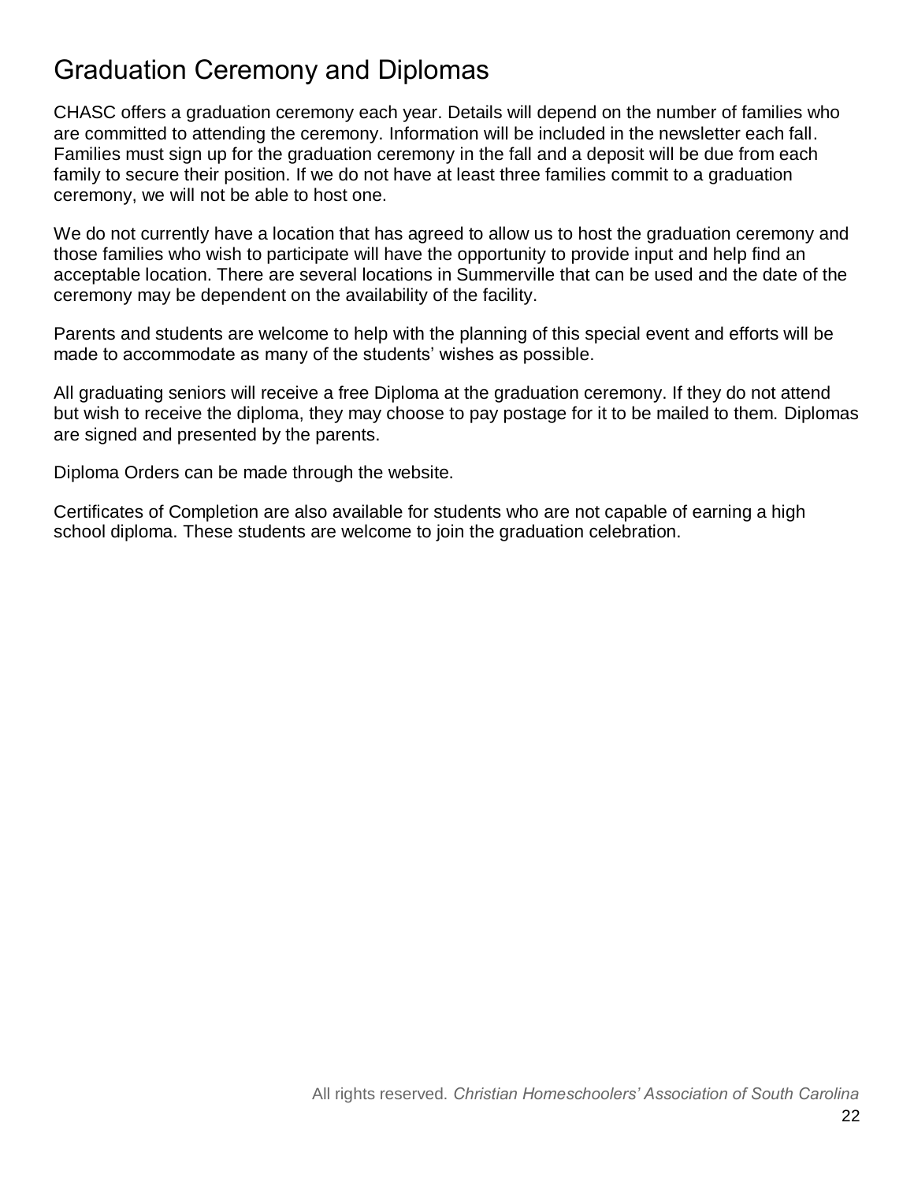# Graduation Ceremony and Diplomas

CHASC offers a graduation ceremony each year. Details will depend on the number of families who are committed to attending the ceremony. Information will be included in the newsletter each fall. Families must sign up for the graduation ceremony in the fall and a deposit will be due from each family to secure their position. If we do not have at least three families commit to a graduation ceremony, we will not be able to host one.

We do not currently have a location that has agreed to allow us to host the graduation ceremony and those families who wish to participate will have the opportunity to provide input and help find an acceptable location. There are several locations in Summerville that can be used and the date of the ceremony may be dependent on the availability of the facility.

Parents and students are welcome to help with the planning of this special event and efforts will be made to accommodate as many of the students' wishes as possible.

All graduating seniors will receive a free Diploma at the graduation ceremony. If they do not attend but wish to receive the diploma, they may choose to pay postage for it to be mailed to them. Diplomas are signed and presented by the parents.

Diploma Orders can be made through the website.

Certificates of Completion are also available for students who are not capable of earning a high school diploma. These students are welcome to join the graduation celebration.